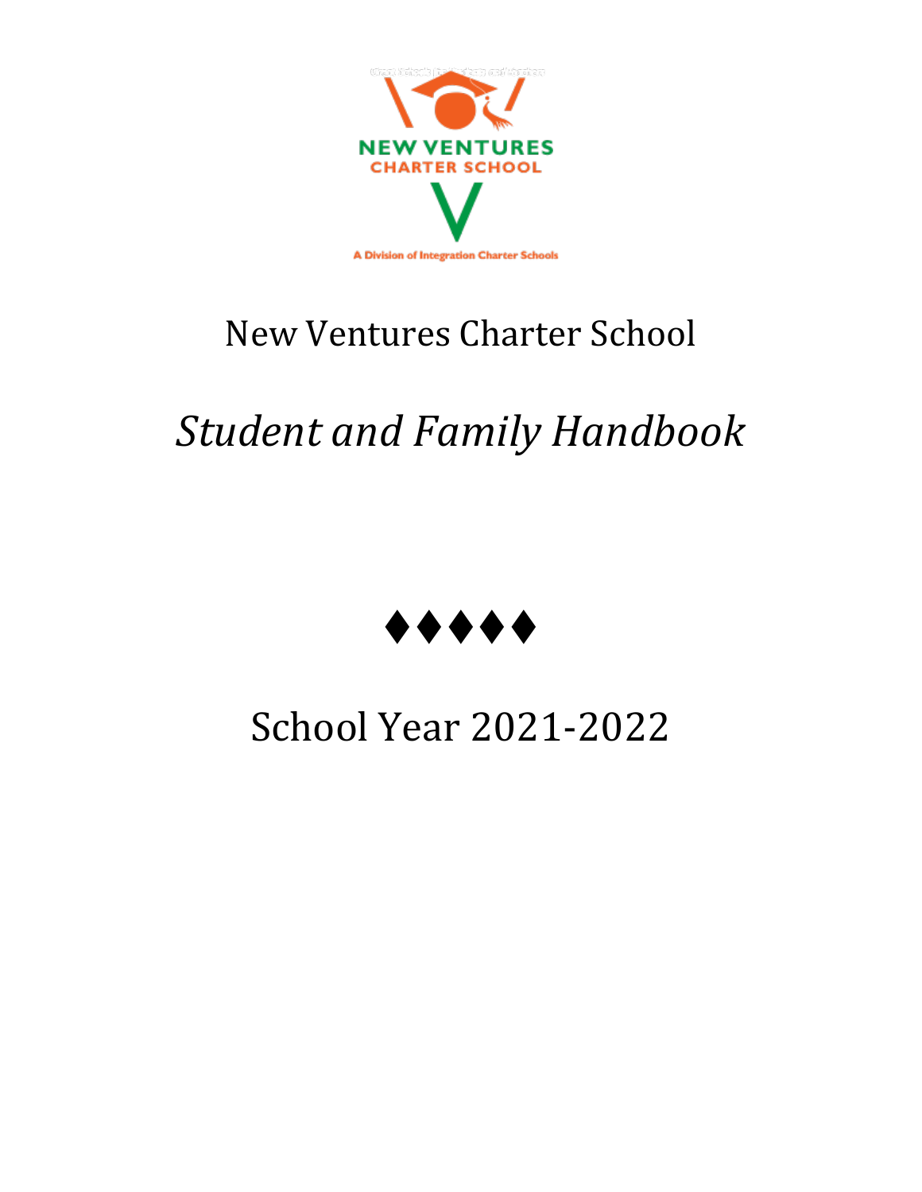# New Ventures Charter School

## *Student and Family Handbook*

♦♦♦♦♦

School Year 2021-2022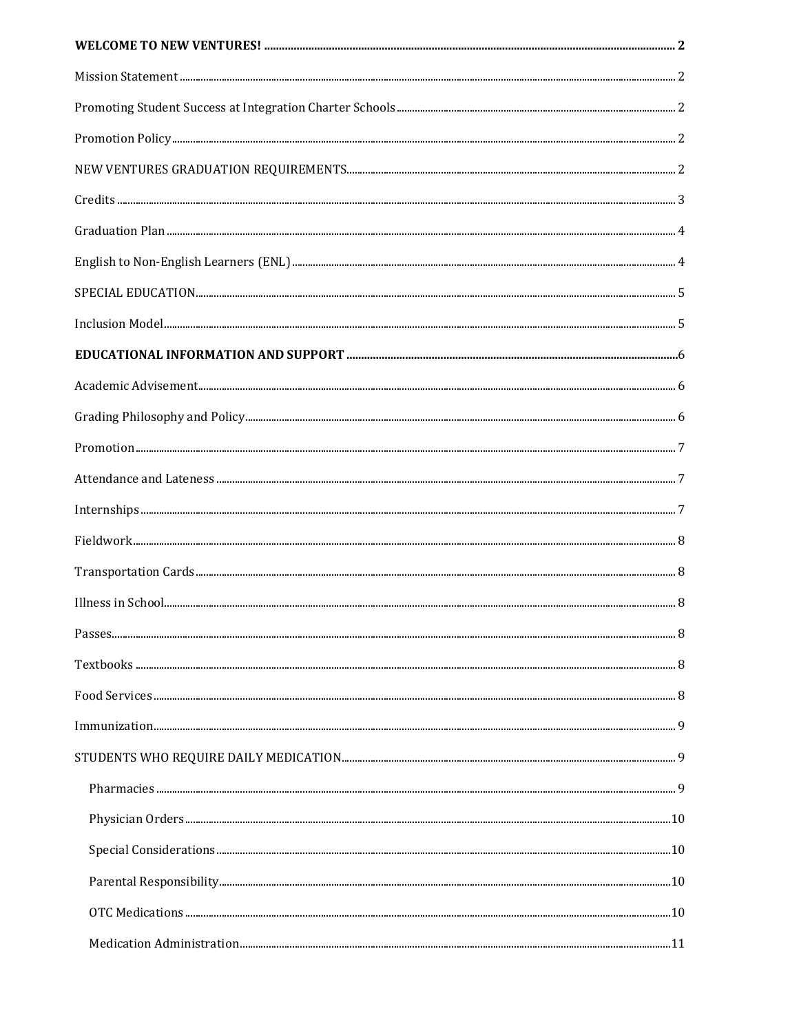**WELCOME TO NEW VENTURES!** ........ 2

Mission Statement ........ 2

Promoting Student Success at Integration Charter Schools ........ 2

Promotion Policy ........ 2

NEW VENTURES GRADUATION REQUIREMENTS ........ 2

Credits ........ 3

Graduation Plan ........ 4

English to Non-English Learners (ENL) ........ 4

SPECIAL EDUCATION ........ 5

Inclusion Model ........ 5

**EDUCATIONAL INFORMATION AND SUPPORT** ........ 6

Academic Advisement ........ 6

Grading Philosophy and Policy ........ 6

Promotion ........ 7

Attendance and Lateness ........ 7

Internships ........ 7

Fieldwork ........ 8

Transportation Cards ........ 8

Illness in School ........ 8

Passes ........ 8

Textbooks ........ 8

Food Services ........ 8

Immunization ........ 9

STUDENTS WHO REQUIRE DAILY MEDICATION ........ 9

- Pharmacies ........ 9
- Physician Orders ........ 10
- Special Considerations ........ 10
- Parental Responsibility ........ 10
- OTC Medications ........ 10
- Medication Administration ........ 11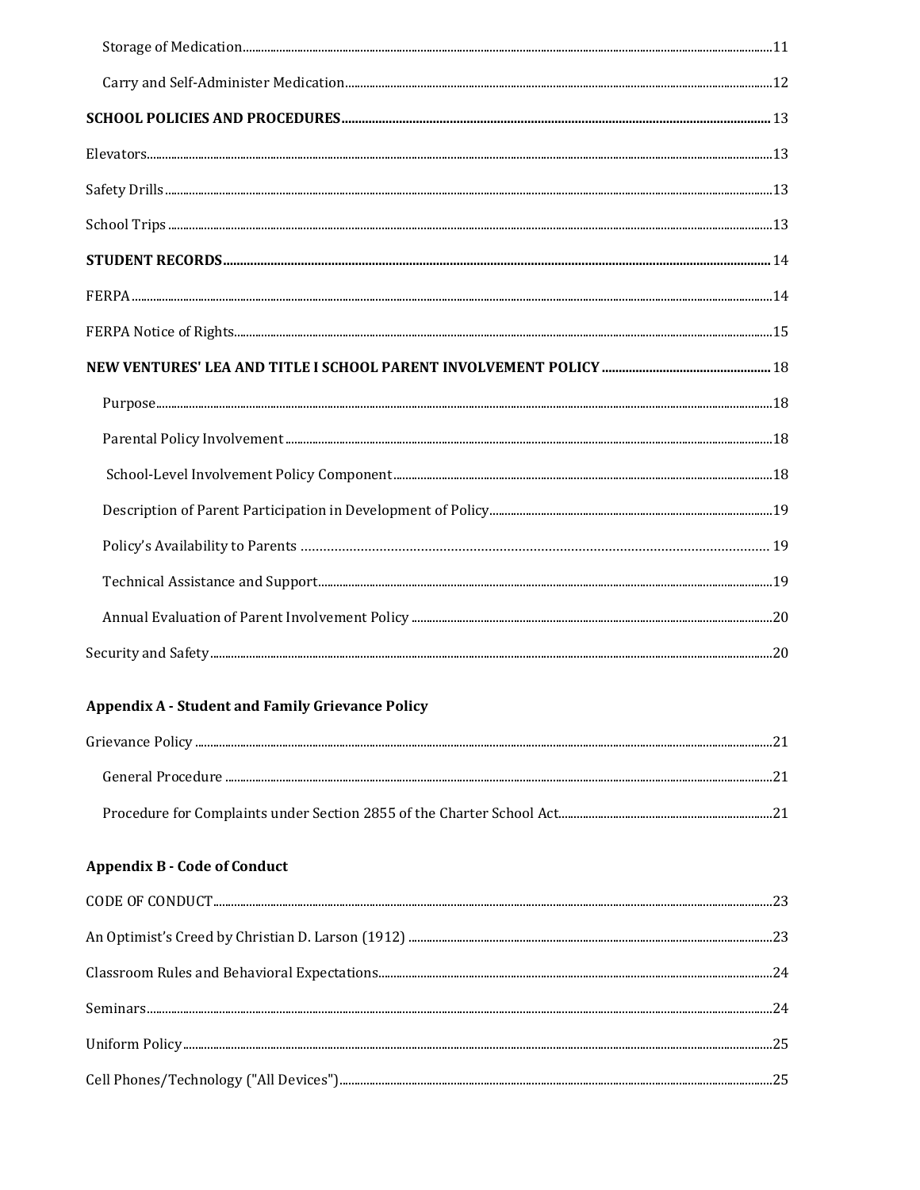Storage of Medication ........ 11

Carry and Self-Administer Medication ........ 12

**SCHOOL POLICIES AND PROCEDURES** ........ 13

Elevators ........ 13

Safety Drills ........ 13

School Trips ........ 13

**STUDENT RECORDS** ........ 14

FERPA ........ 14

FERPA Notice of Rights ........ 15

**NEW VENTURES' LEA AND TITLE I SCHOOL PARENT INVOLVEMENT POLICY** ........ 18

Purpose ........ 18

Parental Policy Involvement ........ 18

School-Level Involvement Policy Component ........ 18

Description of Parent Participation in Development of Policy ........ 19

Policy's Availability to Parents ........ 19

Technical Assistance and Support ........ 19

Annual Evaluation of Parent Involvement Policy ........ 20

Security and Safety ........ 20

**Appendix A - Student and Family Grievance Policy**

Grievance Policy ........ 21

General Procedure ........ 21

Procedure for Complaints under Section 2855 of the Charter School Act ........ 21

**Appendix B - Code of Conduct**

CODE OF CONDUCT ........ 23

An Optimist's Creed by Christian D. Larson (1912) ........ 23

Classroom Rules and Behavioral Expectations ........ 24

Seminars ........ 24

Uniform Policy ........ 25

Cell Phones/Technology ("All Devices") ........ 25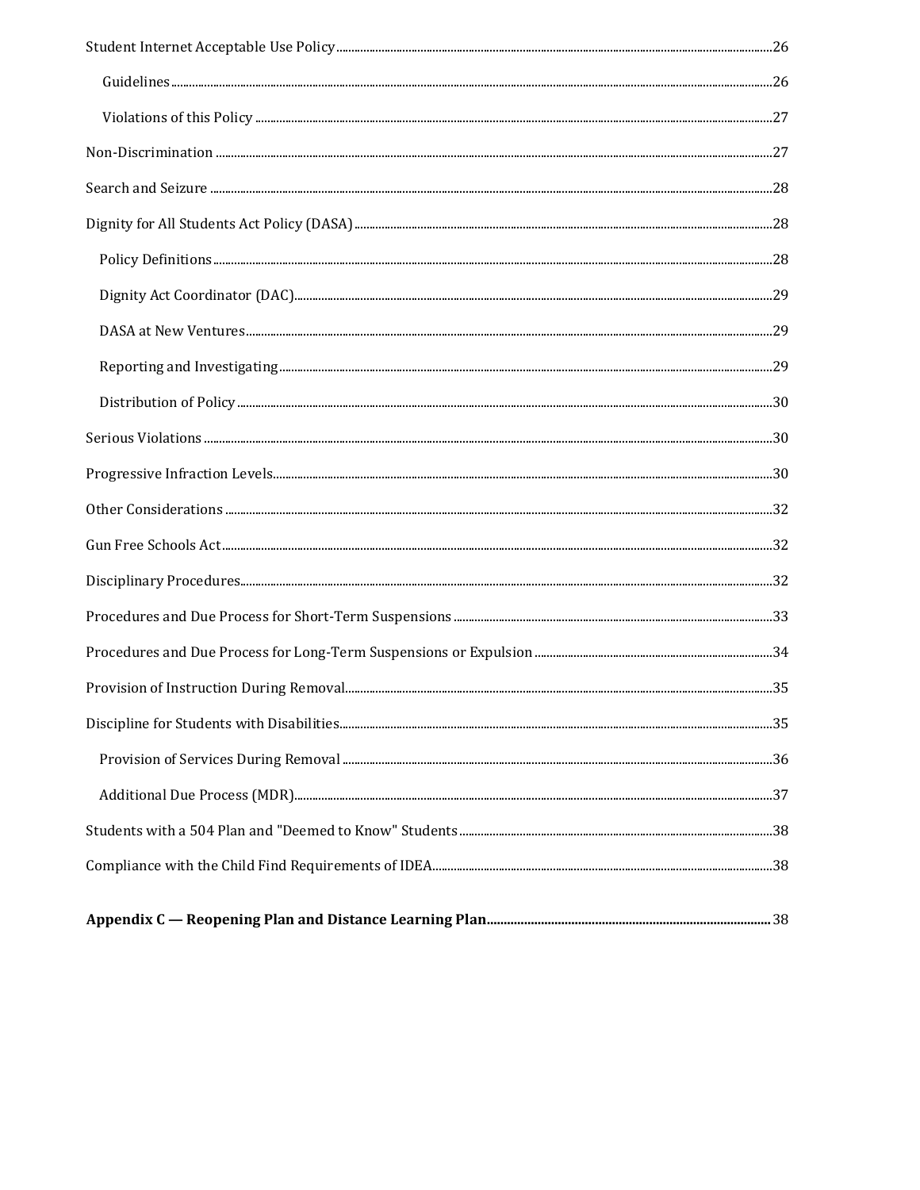Student Internet Acceptable Use Policy ........ 26

- Guidelines ........ 26
- Violations of this Policy ........ 27

Non-Discrimination ........ 27

Search and Seizure ........ 28

Dignity for All Students Act Policy (DASA) ........ 28

- Policy Definitions ........ 28
- Dignity Act Coordinator (DAC) ........ 29
- DASA at New Ventures ........ 29
- Reporting and Investigating ........ 29
- Distribution of Policy ........ 30

Serious Violations ........ 30

Progressive Infraction Levels ........ 30

Other Considerations ........ 32

Gun Free Schools Act ........ 32

Disciplinary Procedures ........ 32

Procedures and Due Process for Short-Term Suspensions ........ 33

Procedures and Due Process for Long-Term Suspensions or Expulsion ........ 34

Provision of Instruction During Removal ........ 35

Discipline for Students with Disabilities ........ 35

- Provision of Services During Removal ........ 36
- Additional Due Process (MDR) ........ 37

Students with a 504 Plan and "Deemed to Know" Students ........ 38

Compliance with the Child Find Requirements of IDEA ........ 38

**Appendix C — Reopening Plan and Distance Learning Plan ........ 38**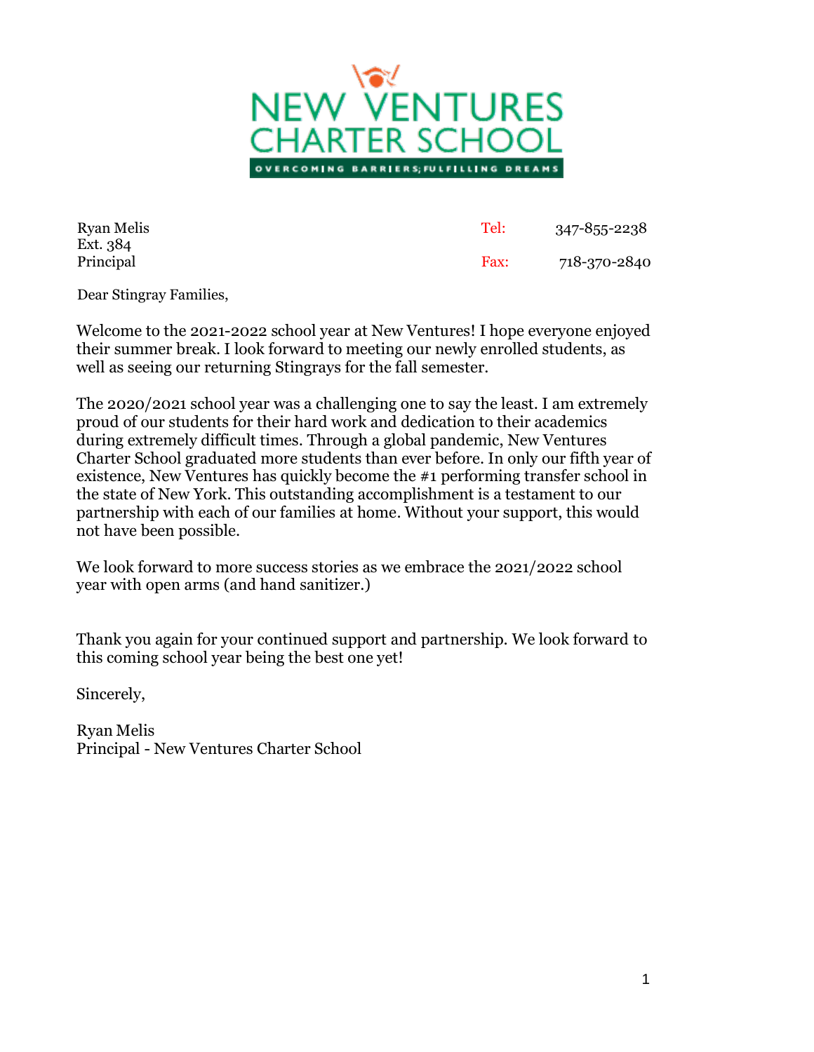NEW VENTURES CHARTER SCHOOL

OVERCOMING BARRIERS; FULFILLING DREAMS

Ryan Melis
Ext. 384
Principal

Tel: 347-855-2238

Fax: 718-370-2840

Dear Stingray Families,

Welcome to the 2021-2022 school year at New Ventures! I hope everyone enjoyed their summer break. I look forward to meeting our newly enrolled students, as well as seeing our returning Stingrays for the fall semester.

The 2020/2021 school year was a challenging one to say the least. I am extremely proud of our students for their hard work and dedication to their academics during extremely difficult times. Through a global pandemic, New Ventures Charter School graduated more students than ever before. In only our fifth year of existence, New Ventures has quickly become the #1 performing transfer school in the state of New York. This outstanding accomplishment is a testament to our partnership with each of our families at home. Without your support, this would not have been possible.

We look forward to more success stories as we embrace the 2021/2022 school year with open arms (and hand sanitizer.)

Thank you again for your continued support and partnership. We look forward to this coming school year being the best one yet!

Sincerely,

Ryan Melis
Principal - New Ventures Charter School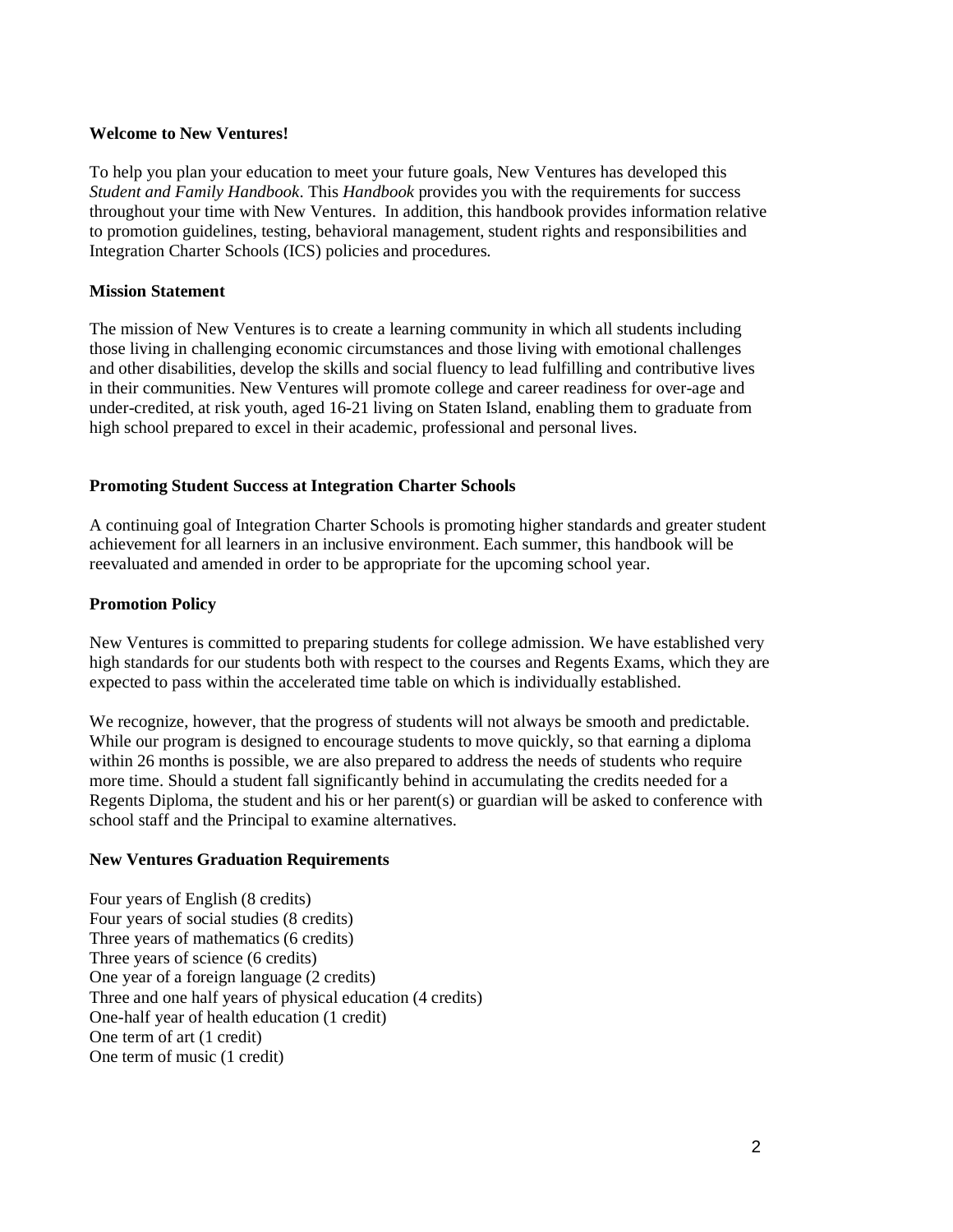**Welcome to New Ventures!**

To help you plan your education to meet your future goals, New Ventures has developed this *Student and Family Handbook*. This *Handbook* provides you with the requirements for success throughout your time with New Ventures. In addition, this handbook provides information relative to promotion guidelines, testing, behavioral management, student rights and responsibilities and Integration Charter Schools (ICS) policies and procedures.

**Mission Statement**

The mission of New Ventures is to create a learning community in which all students including those living in challenging economic circumstances and those living with emotional challenges and other disabilities, develop the skills and social fluency to lead fulfilling and contributive lives in their communities. New Ventures will promote college and career readiness for over-age and under-credited, at risk youth, aged 16-21 living on Staten Island, enabling them to graduate from high school prepared to excel in their academic, professional and personal lives.

**Promoting Student Success at Integration Charter Schools**

A continuing goal of Integration Charter Schools is promoting higher standards and greater student achievement for all learners in an inclusive environment. Each summer, this handbook will be reevaluated and amended in order to be appropriate for the upcoming school year.

**Promotion Policy**

New Ventures is committed to preparing students for college admission. We have established very high standards for our students both with respect to the courses and Regents Exams, which they are expected to pass within the accelerated time table on which is individually established.

We recognize, however, that the progress of students will not always be smooth and predictable. While our program is designed to encourage students to move quickly, so that earning a diploma within 26 months is possible, we are also prepared to address the needs of students who require more time. Should a student fall significantly behind in accumulating the credits needed for a Regents Diploma, the student and his or her parent(s) or guardian will be asked to conference with school staff and the Principal to examine alternatives.

**New Ventures Graduation Requirements**

Four years of English (8 credits)
Four years of social studies (8 credits)
Three years of mathematics (6 credits)
Three years of science (6 credits)
One year of a foreign language (2 credits)
Three and one half years of physical education (4 credits)
One-half year of health education (1 credit)
One term of art (1 credit)
One term of music (1 credit)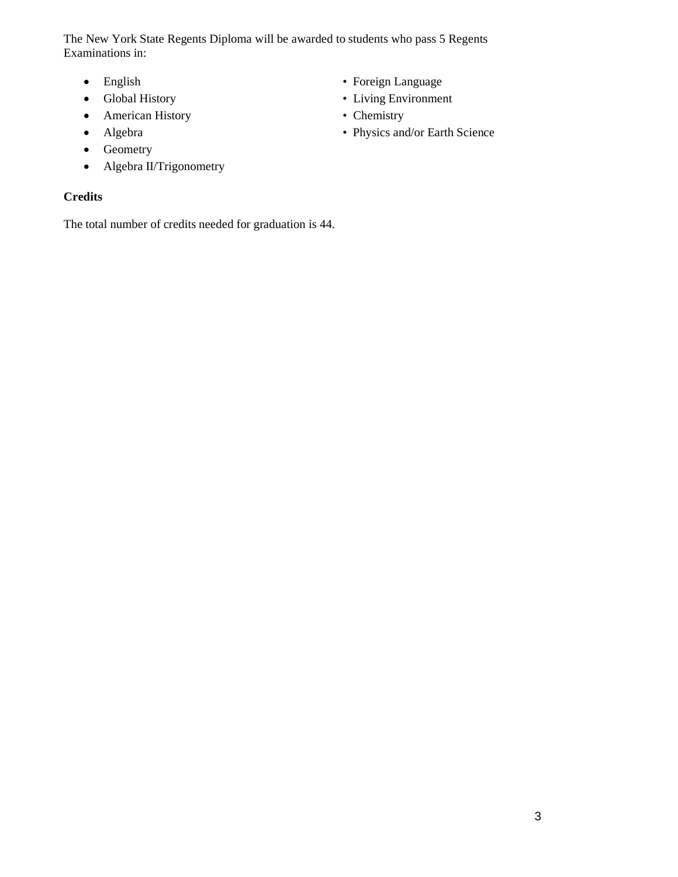The New York State Regents Diploma will be awarded to students who pass 5 Regents Examinations in:

- English
- Global History
- American History
- Algebra
- Geometry
- Algebra II/Trigonometry
- Foreign Language
- Living Environment
- Chemistry
- Physics and/or Earth Science

**Credits**

The total number of credits needed for graduation is 44.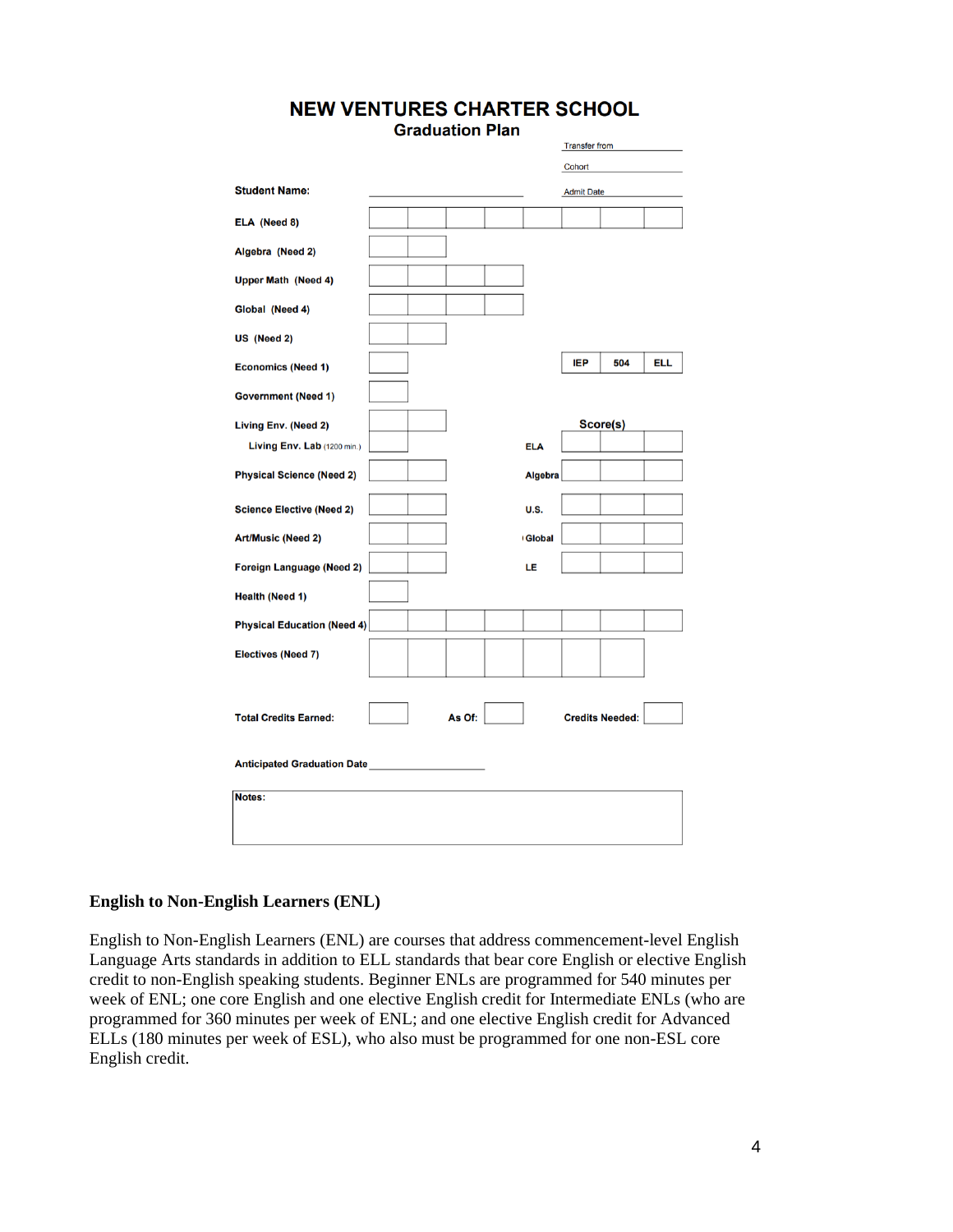## NEW VENTURES CHARTER SCHOOL

### Graduation Plan

Transfer from ____________

Cohort ____________

Admit Date ____________

**Student Name:** ____________________

| | | | | | | | | |
|---|---|---|---|---|---|---|---|---|
| **ELA (Need 8)** | | | | | | | | |
| **Algebra (Need 2)** | | | | | | | | |
| **Upper Math (Need 4)** | | | | | | | | |
| **Global (Need 4)** | | | | | | | | |
| **US (Need 2)** | | | | | | | | |
| **Economics (Need 1)** | | | | | | **IEP** | **504** | **ELL** |
| **Government (Need 1)** | | | | | | | | |
| **Living Env. (Need 2)** | | | | | | | **Score(s)** | |
| **Living Env. Lab** (1200 min.) | | | | | **ELA** | | | |
| **Physical Science (Need 2)** | | | | | **Algebra** | | | |
| **Science Elective (Need 2)** | | | | | **U.S.** | | | |
| **Art/Music (Need 2)** | | | | | **Global** | | | |
| **Foreign Language (Need 2)** | | | | | **LE** | | | |
| **Health (Need 1)** | | | | | | | | |
| **Physical Education (Need 4)** | | | | | | | | |
| **Electives (Need 7)** | | | | | | | | |

**Total Credits Earned:** ______ **As Of:** ______ **Credits Needed:** ______

**Anticipated Graduation Date** ____________________

**Notes:**

### English to Non-English Learners (ENL)

English to Non-English Learners (ENL) are courses that address commencement-level English Language Arts standards in addition to ELL standards that bear core English or elective English credit to non-English speaking students. Beginner ENLs are programmed for 540 minutes per week of ENL; one core English and one elective English credit for Intermediate ENLs (who are programmed for 360 minutes per week of ENL; and one elective English credit for Advanced ELLs (180 minutes per week of ESL), who also must be programmed for one non-ESL core English credit.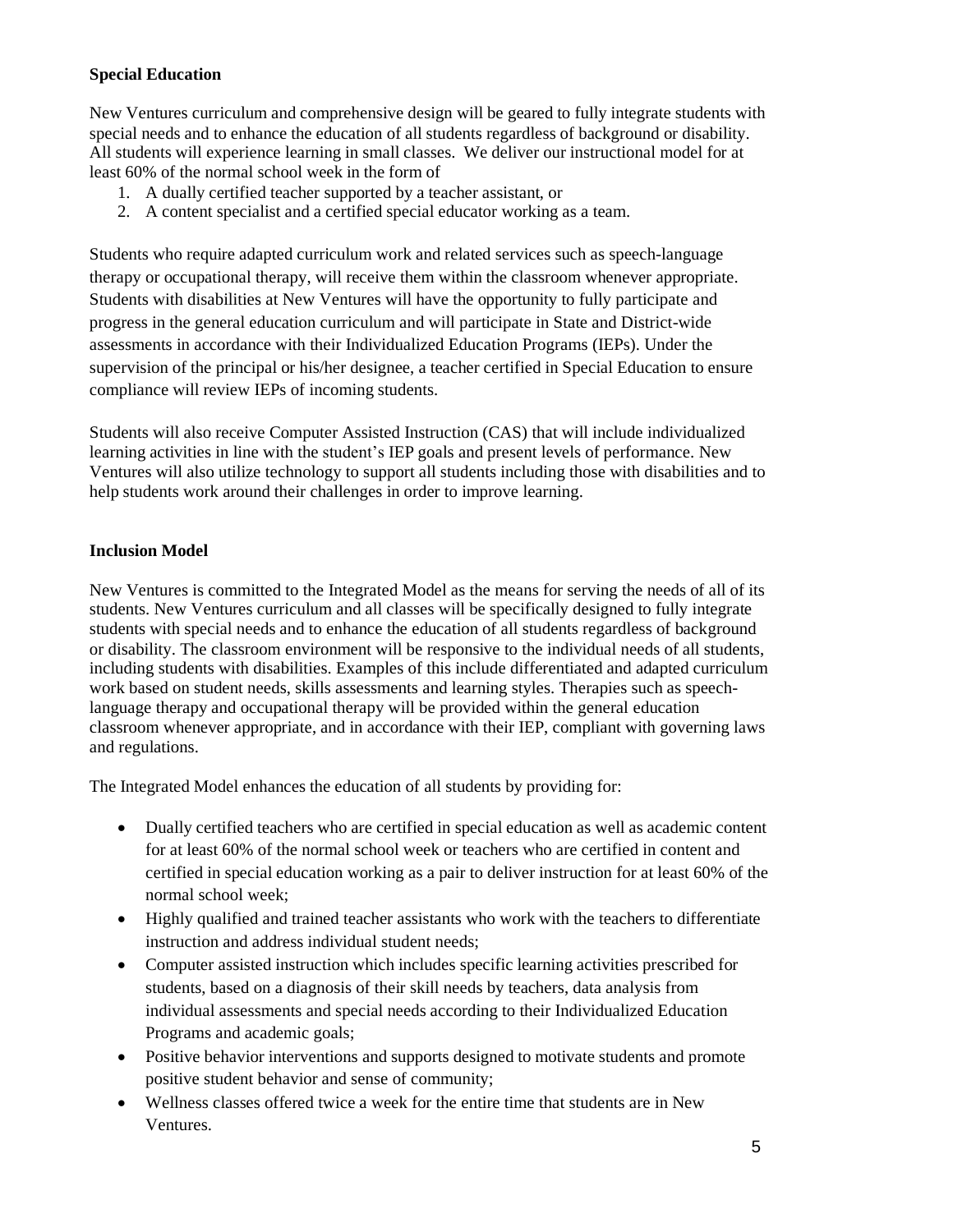**Special Education**

New Ventures curriculum and comprehensive design will be geared to fully integrate students with special needs and to enhance the education of all students regardless of background or disability. All students will experience learning in small classes. We deliver our instructional model for at least 60% of the normal school week in the form of

1. A dually certified teacher supported by a teacher assistant, or
2. A content specialist and a certified special educator working as a team.

Students who require adapted curriculum work and related services such as speech-language therapy or occupational therapy, will receive them within the classroom whenever appropriate. Students with disabilities at New Ventures will have the opportunity to fully participate and progress in the general education curriculum and will participate in State and District-wide assessments in accordance with their Individualized Education Programs (IEPs). Under the supervision of the principal or his/her designee, a teacher certified in Special Education to ensure compliance will review IEPs of incoming students.

Students will also receive Computer Assisted Instruction (CAS) that will include individualized learning activities in line with the student's IEP goals and present levels of performance. New Ventures will also utilize technology to support all students including those with disabilities and to help students work around their challenges in order to improve learning.

**Inclusion Model**

New Ventures is committed to the Integrated Model as the means for serving the needs of all of its students. New Ventures curriculum and all classes will be specifically designed to fully integrate students with special needs and to enhance the education of all students regardless of background or disability. The classroom environment will be responsive to the individual needs of all students, including students with disabilities. Examples of this include differentiated and adapted curriculum work based on student needs, skills assessments and learning styles. Therapies such as speech-language therapy and occupational therapy will be provided within the general education classroom whenever appropriate, and in accordance with their IEP, compliant with governing laws and regulations.

The Integrated Model enhances the education of all students by providing for:

- Dually certified teachers who are certified in special education as well as academic content for at least 60% of the normal school week or teachers who are certified in content and certified in special education working as a pair to deliver instruction for at least 60% of the normal school week;
- Highly qualified and trained teacher assistants who work with the teachers to differentiate instruction and address individual student needs;
- Computer assisted instruction which includes specific learning activities prescribed for students, based on a diagnosis of their skill needs by teachers, data analysis from individual assessments and special needs according to their Individualized Education Programs and academic goals;
- Positive behavior interventions and supports designed to motivate students and promote positive student behavior and sense of community;
- Wellness classes offered twice a week for the entire time that students are in New Ventures.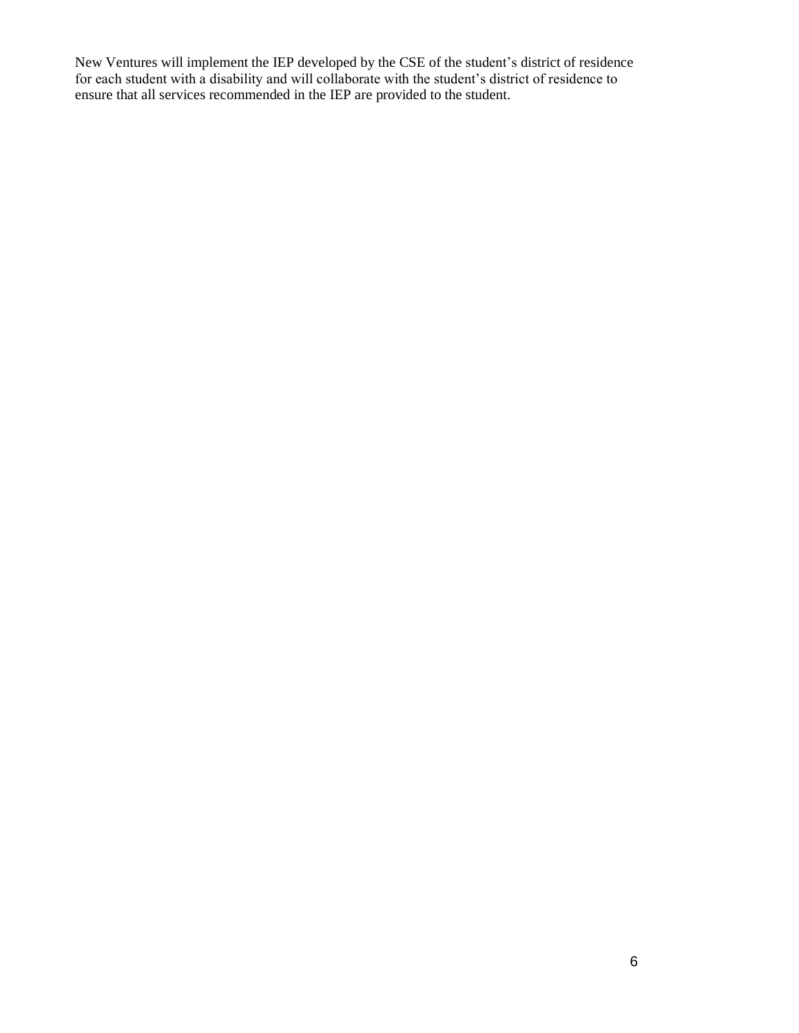New Ventures will implement the IEP developed by the CSE of the student's district of residence for each student with a disability and will collaborate with the student's district of residence to ensure that all services recommended in the IEP are provided to the student.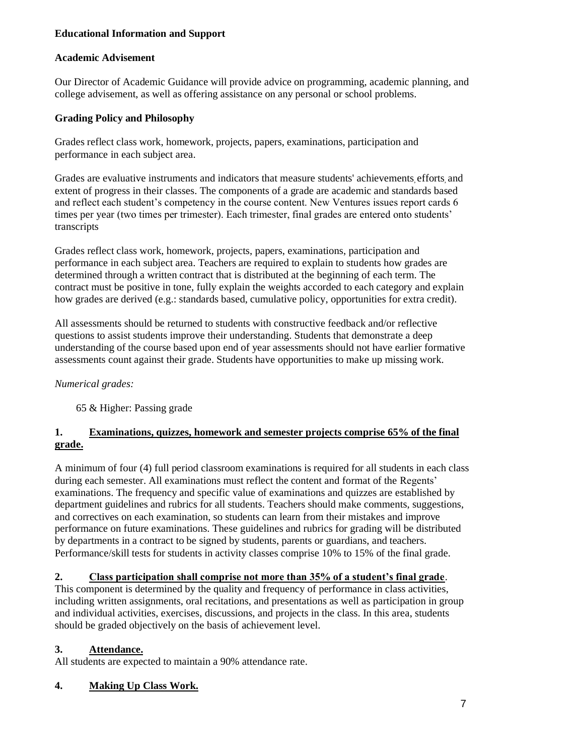**Educational Information and Support**

**Academic Advisement**

Our Director of Academic Guidance will provide advice on programming, academic planning, and college advisement, as well as offering assistance on any personal or school problems.

**Grading Policy and Philosophy**

Grades reflect class work, homework, projects, papers, examinations, participation and performance in each subject area.

Grades are evaluative instruments and indicators that measure students' achievements, efforts, and extent of progress in their classes. The components of a grade are academic and standards based and reflect each student's competency in the course content. New Ventures issues report cards 6 times per year (two times per trimester). Each trimester, final grades are entered onto students' transcripts

Grades reflect class work, homework, projects, papers, examinations, participation and performance in each subject area. Teachers are required to explain to students how grades are determined through a written contract that is distributed at the beginning of each term. The contract must be positive in tone, fully explain the weights accorded to each category and explain how grades are derived (e.g.: standards based, cumulative policy, opportunities for extra credit).

All assessments should be returned to students with constructive feedback and/or reflective questions to assist students improve their understanding. Students that demonstrate a deep understanding of the course based upon end of year assessments should not have earlier formative assessments count against their grade. Students have opportunities to make up missing work.

*Numerical grades:*

65 & Higher: Passing grade

**1. Examinations, quizzes, homework and semester projects comprise 65% of the final grade.**

A minimum of four (4) full period classroom examinations is required for all students in each class during each semester. All examinations must reflect the content and format of the Regents' examinations. The frequency and specific value of examinations and quizzes are established by department guidelines and rubrics for all students. Teachers should make comments, suggestions, and correctives on each examination, so students can learn from their mistakes and improve performance on future examinations. These guidelines and rubrics for grading will be distributed by departments in a contract to be signed by students, parents or guardians, and teachers. Performance/skill tests for students in activity classes comprise 10% to 15% of the final grade.

**2. Class participation shall comprise not more than 35% of a student's final grade.**
This component is determined by the quality and frequency of performance in class activities, including written assignments, oral recitations, and presentations as well as participation in group and individual activities, exercises, discussions, and projects in the class. In this area, students should be graded objectively on the basis of achievement level.

**3. Attendance.**
All students are expected to maintain a 90% attendance rate.

**4. Making Up Class Work.**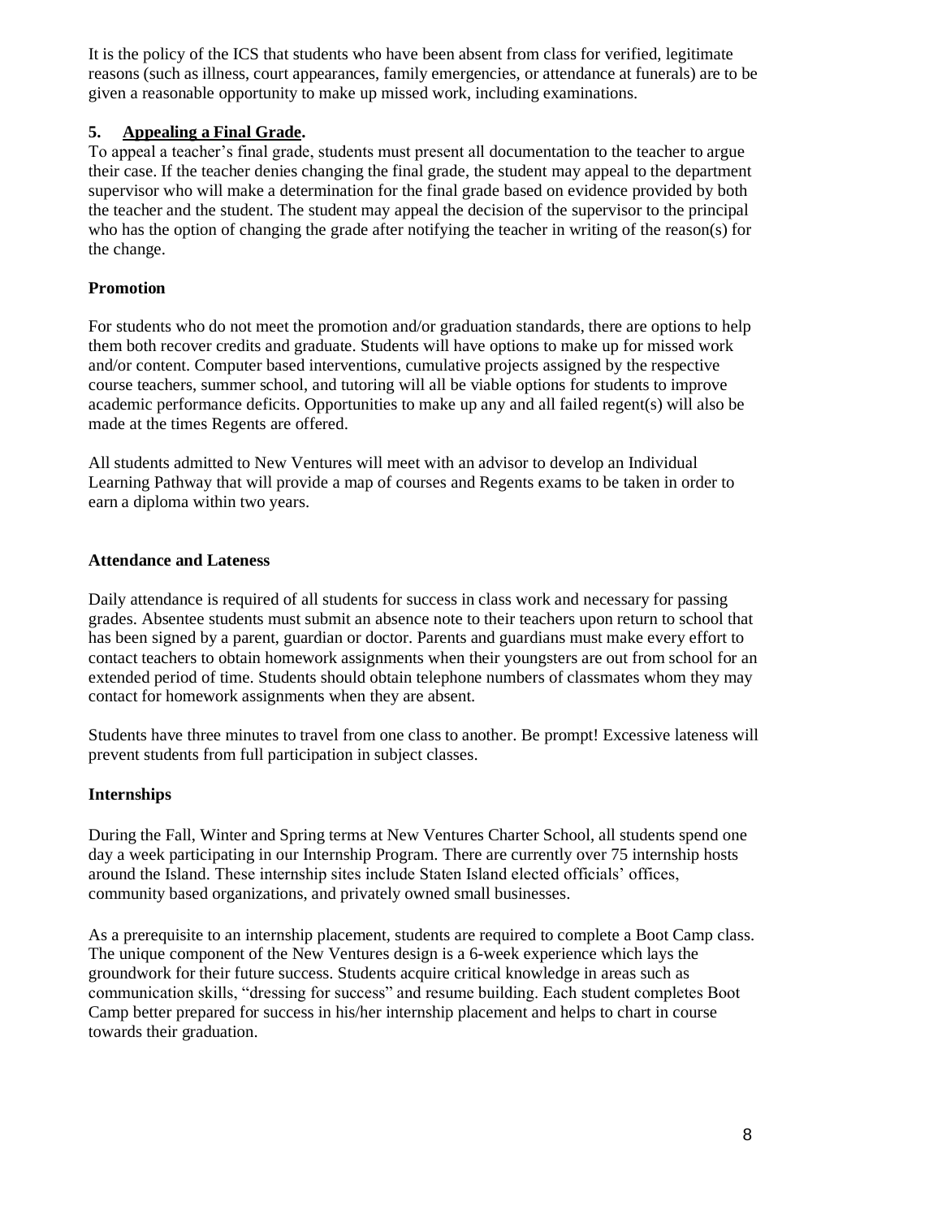It is the policy of the ICS that students who have been absent from class for verified, legitimate reasons (such as illness, court appearances, family emergencies, or attendance at funerals) are to be given a reasonable opportunity to make up missed work, including examinations.

**5. Appealing a Final Grade.**

To appeal a teacher's final grade, students must present all documentation to the teacher to argue their case. If the teacher denies changing the final grade, the student may appeal to the department supervisor who will make a determination for the final grade based on evidence provided by both the teacher and the student. The student may appeal the decision of the supervisor to the principal who has the option of changing the grade after notifying the teacher in writing of the reason(s) for the change.

**Promotion**

For students who do not meet the promotion and/or graduation standards, there are options to help them both recover credits and graduate. Students will have options to make up for missed work and/or content. Computer based interventions, cumulative projects assigned by the respective course teachers, summer school, and tutoring will all be viable options for students to improve academic performance deficits. Opportunities to make up any and all failed regent(s) will also be made at the times Regents are offered.

All students admitted to New Ventures will meet with an advisor to develop an Individual Learning Pathway that will provide a map of courses and Regents exams to be taken in order to earn a diploma within two years.

**Attendance and Lateness**

Daily attendance is required of all students for success in class work and necessary for passing grades. Absentee students must submit an absence note to their teachers upon return to school that has been signed by a parent, guardian or doctor. Parents and guardians must make every effort to contact teachers to obtain homework assignments when their youngsters are out from school for an extended period of time. Students should obtain telephone numbers of classmates whom they may contact for homework assignments when they are absent.

Students have three minutes to travel from one class to another. Be prompt! Excessive lateness will prevent students from full participation in subject classes.

**Internships**

During the Fall, Winter and Spring terms at New Ventures Charter School, all students spend one day a week participating in our Internship Program. There are currently over 75 internship hosts around the Island. These internship sites include Staten Island elected officials' offices, community based organizations, and privately owned small businesses.

As a prerequisite to an internship placement, students are required to complete a Boot Camp class. The unique component of the New Ventures design is a 6-week experience which lays the groundwork for their future success. Students acquire critical knowledge in areas such as communication skills, "dressing for success" and resume building. Each student completes Boot Camp better prepared for success in his/her internship placement and helps to chart in course towards their graduation.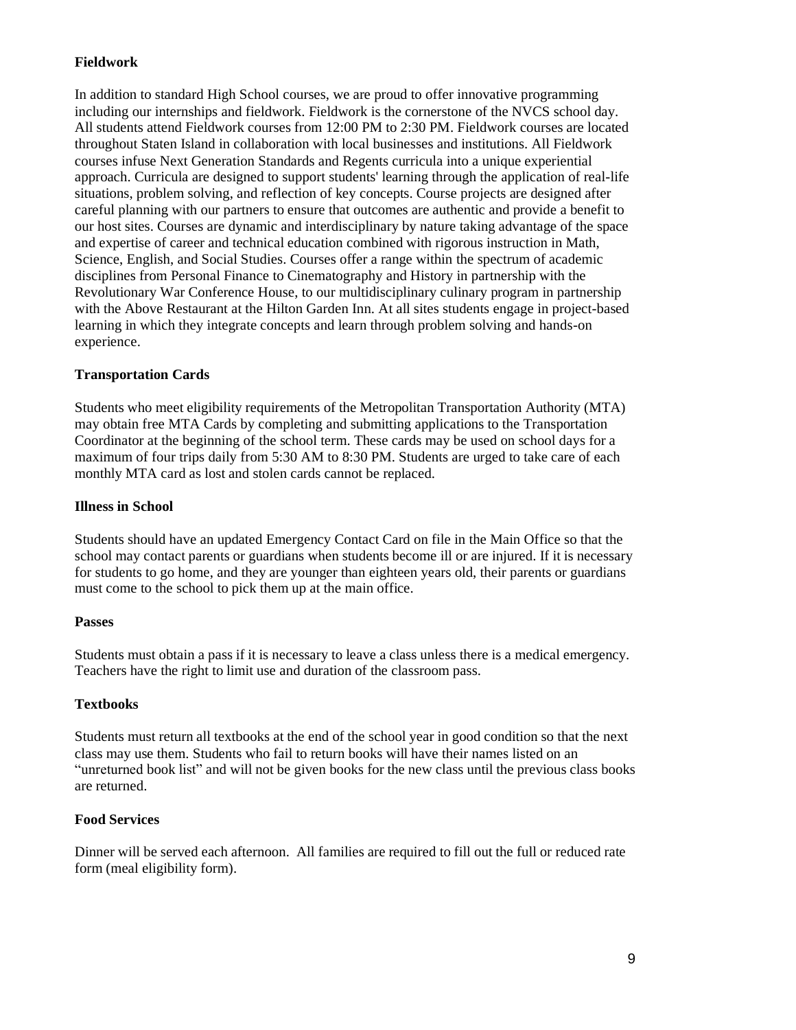**Fieldwork**

In addition to standard High School courses, we are proud to offer innovative programming including our internships and fieldwork. Fieldwork is the cornerstone of the NVCS school day. All students attend Fieldwork courses from 12:00 PM to 2:30 PM. Fieldwork courses are located throughout Staten Island in collaboration with local businesses and institutions. All Fieldwork courses infuse Next Generation Standards and Regents curricula into a unique experiential approach. Curricula are designed to support students' learning through the application of real-life situations, problem solving, and reflection of key concepts. Course projects are designed after careful planning with our partners to ensure that outcomes are authentic and provide a benefit to our host sites. Courses are dynamic and interdisciplinary by nature taking advantage of the space and expertise of career and technical education combined with rigorous instruction in Math, Science, English, and Social Studies. Courses offer a range within the spectrum of academic disciplines from Personal Finance to Cinematography and History in partnership with the Revolutionary War Conference House, to our multidisciplinary culinary program in partnership with the Above Restaurant at the Hilton Garden Inn. At all sites students engage in project-based learning in which they integrate concepts and learn through problem solving and hands-on experience.

**Transportation Cards**

Students who meet eligibility requirements of the Metropolitan Transportation Authority (MTA) may obtain free MTA Cards by completing and submitting applications to the Transportation Coordinator at the beginning of the school term. These cards may be used on school days for a maximum of four trips daily from 5:30 AM to 8:30 PM. Students are urged to take care of each monthly MTA card as lost and stolen cards cannot be replaced.

**Illness in School**

Students should have an updated Emergency Contact Card on file in the Main Office so that the school may contact parents or guardians when students become ill or are injured. If it is necessary for students to go home, and they are younger than eighteen years old, their parents or guardians must come to the school to pick them up at the main office.

**Passes**

Students must obtain a pass if it is necessary to leave a class unless there is a medical emergency. Teachers have the right to limit use and duration of the classroom pass.

**Textbooks**

Students must return all textbooks at the end of the school year in good condition so that the next class may use them. Students who fail to return books will have their names listed on an "unreturned book list" and will not be given books for the new class until the previous class books are returned.

**Food Services**

Dinner will be served each afternoon. All families are required to fill out the full or reduced rate form (meal eligibility form).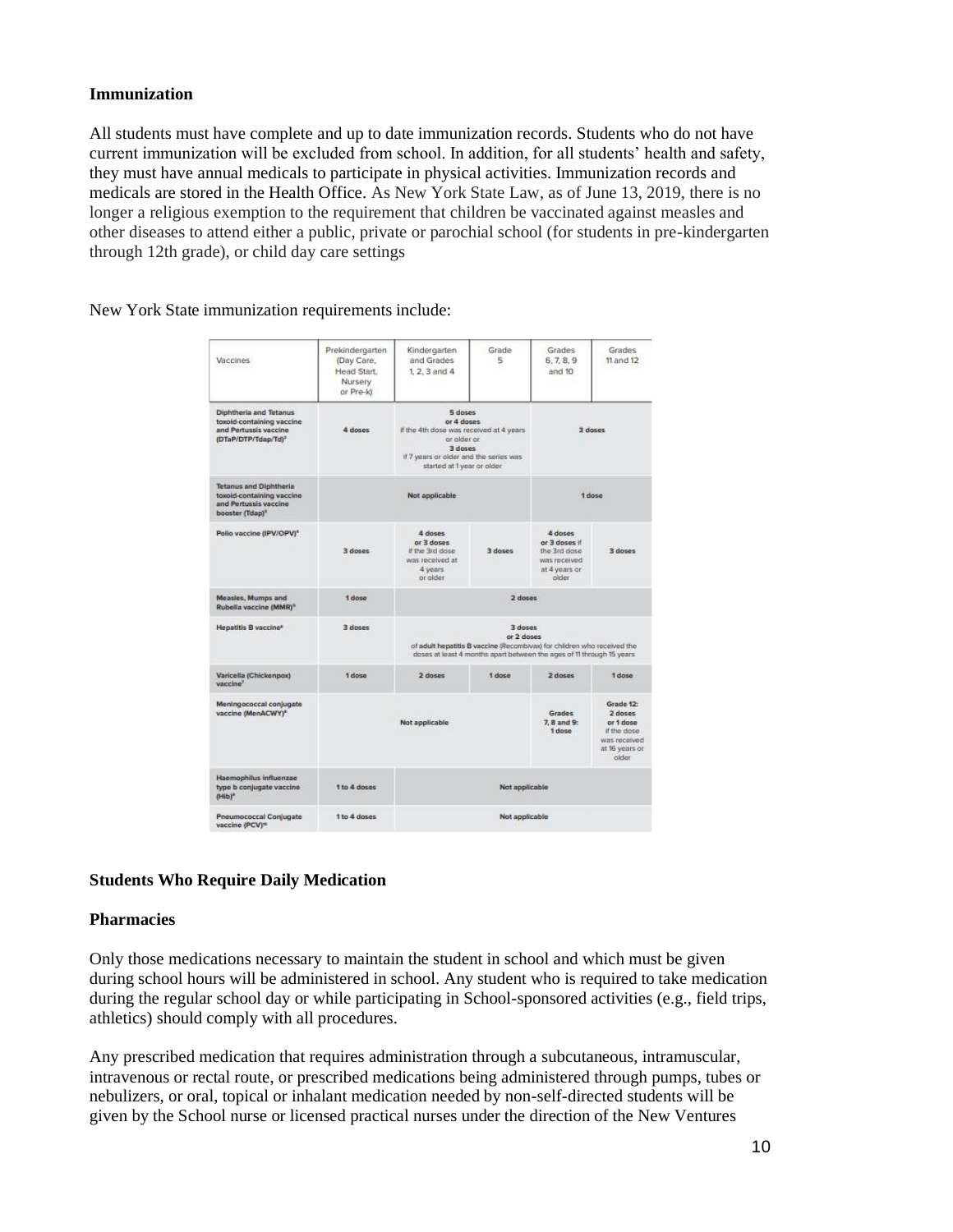**Immunization**

All students must have complete and up to date immunization records. Students who do not have current immunization will be excluded from school. In addition, for all students' health and safety, they must have annual medicals to participate in physical activities. Immunization records and medicals are stored in the Health Office. As New York State Law, as of June 13, 2019, there is no longer a religious exemption to the requirement that children be vaccinated against measles and other diseases to attend either a public, private or parochial school (for students in pre-kindergarten through 12th grade), or child day care settings

New York State immunization requirements include:

| Vaccines | Prekindergarten (Day Care, Head Start, Nursery or Pre-k) | Kindergarten and Grades 1, 2, 3 and 4 | Grade 5 | Grades 6, 7, 8, 9 and 10 | Grades 11 and 12 |
|---|---|---|---|---|---|
| **Diphtheria and Tetanus toxoid-containing vaccine and Pertussis vaccine (DTaP/DTP/Tdap/Td)**[2] | 4 doses | 5 doses or 4 doses if the 4th dose was received at 4 years or older or 3 doses if 7 years or older and the series was started at 1 year or older | | 3 doses | |
| **Tetanus and Diphtheria toxoid-containing vaccine and Pertussis vaccine booster (Tdap)**[3] | Not applicable | | | 1 dose | |
| **Polio vaccine (IPV/OPV)**[4] | 3 doses | 4 doses or 3 doses if the 3rd dose was received at 4 years or older | 3 doses | 4 doses or 3 doses if the 3rd dose was received at 4 years or older | 3 doses |
| **Measles, Mumps and Rubella vaccine (MMR)**[5] | 1 dose | 2 doses | | | |
| **Hepatitis B vaccine**[6] | 3 doses | 3 doses or 2 doses of adult hepatitis B vaccine (Recombivax) for children who received the doses at least 4 months apart between the ages of 11 through 15 years | | | |
| **Varicella (Chickenpox) vaccine**[7] | 1 dose | 2 doses | 1 dose | 2 doses | 1 dose |
| **Meningococcal conjugate vaccine (MenACWY)**[8] | Not applicable | | | Grades 7, 8 and 9: 1 dose | Grade 12: 2 doses or 1 dose if the dose was received at 16 years or older |
| **Haemophilus influenzae type b conjugate vaccine (Hib)**[9] | 1 to 4 doses | Not applicable | | | |
| **Pneumococcal Conjugate vaccine (PCV)**[10] | 1 to 4 doses | Not applicable | | | |

**Students Who Require Daily Medication**

**Pharmacies**

Only those medications necessary to maintain the student in school and which must be given during school hours will be administered in school. Any student who is required to take medication during the regular school day or while participating in School-sponsored activities (e.g., field trips, athletics) should comply with all procedures.

Any prescribed medication that requires administration through a subcutaneous, intramuscular, intravenous or rectal route, or prescribed medications being administered through pumps, tubes or nebulizers, or oral, topical or inhalant medication needed by non-self-directed students will be given by the School nurse or licensed practical nurses under the direction of the New Ventures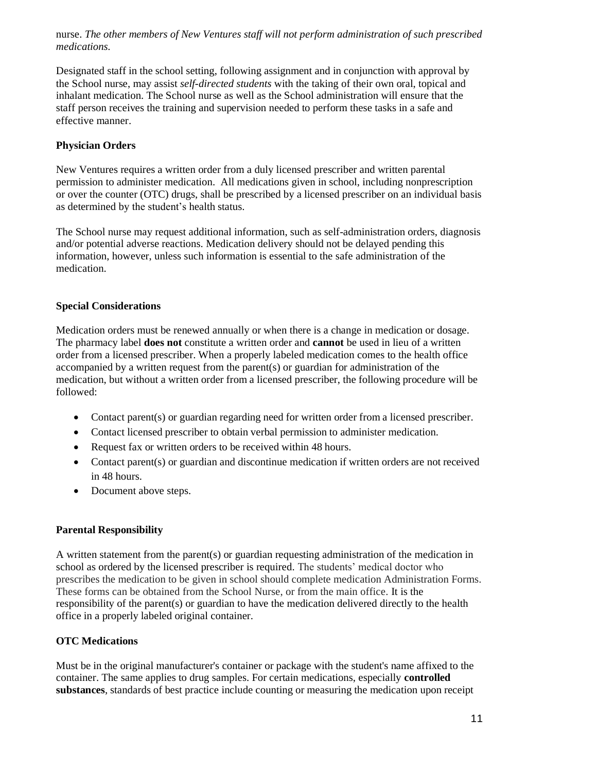nurse. *The other members of New Ventures staff will not perform administration of such prescribed medications.*

Designated staff in the school setting, following assignment and in conjunction with approval by the School nurse, may assist *self-directed students* with the taking of their own oral, topical and inhalant medication. The School nurse as well as the School administration will ensure that the staff person receives the training and supervision needed to perform these tasks in a safe and effective manner.

**Physician Orders**

New Ventures requires a written order from a duly licensed prescriber and written parental permission to administer medication. All medications given in school, including nonprescription or over the counter (OTC) drugs, shall be prescribed by a licensed prescriber on an individual basis as determined by the student's health status.

The School nurse may request additional information, such as self-administration orders, diagnosis and/or potential adverse reactions. Medication delivery should not be delayed pending this information, however, unless such information is essential to the safe administration of the medication.

**Special Considerations**

Medication orders must be renewed annually or when there is a change in medication or dosage. The pharmacy label **does not** constitute a written order and **cannot** be used in lieu of a written order from a licensed prescriber. When a properly labeled medication comes to the health office accompanied by a written request from the parent(s) or guardian for administration of the medication, but without a written order from a licensed prescriber, the following procedure will be followed:

- Contact parent(s) or guardian regarding need for written order from a licensed prescriber.
- Contact licensed prescriber to obtain verbal permission to administer medication.
- Request fax or written orders to be received within 48 hours.
- Contact parent(s) or guardian and discontinue medication if written orders are not received in 48 hours.
- Document above steps.

**Parental Responsibility**

A written statement from the parent(s) or guardian requesting administration of the medication in school as ordered by the licensed prescriber is required. The students' medical doctor who prescribes the medication to be given in school should complete medication Administration Forms. These forms can be obtained from the School Nurse, or from the main office. It is the responsibility of the parent(s) or guardian to have the medication delivered directly to the health office in a properly labeled original container.

**OTC Medications**

Must be in the original manufacturer's container or package with the student's name affixed to the container. The same applies to drug samples. For certain medications, especially **controlled substances**, standards of best practice include counting or measuring the medication upon receipt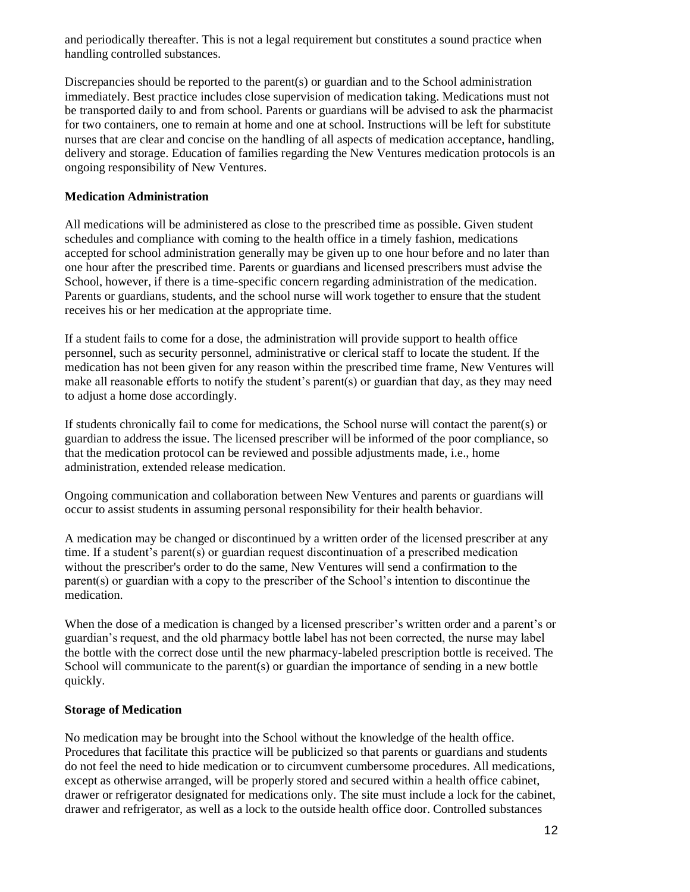and periodically thereafter. This is not a legal requirement but constitutes a sound practice when handling controlled substances.

Discrepancies should be reported to the parent(s) or guardian and to the School administration immediately. Best practice includes close supervision of medication taking. Medications must not be transported daily to and from school. Parents or guardians will be advised to ask the pharmacist for two containers, one to remain at home and one at school. Instructions will be left for substitute nurses that are clear and concise on the handling of all aspects of medication acceptance, handling, delivery and storage. Education of families regarding the New Ventures medication protocols is an ongoing responsibility of New Ventures.

**Medication Administration**

All medications will be administered as close to the prescribed time as possible. Given student schedules and compliance with coming to the health office in a timely fashion, medications accepted for school administration generally may be given up to one hour before and no later than one hour after the prescribed time. Parents or guardians and licensed prescribers must advise the School, however, if there is a time-specific concern regarding administration of the medication. Parents or guardians, students, and the school nurse will work together to ensure that the student receives his or her medication at the appropriate time.

If a student fails to come for a dose, the administration will provide support to health office personnel, such as security personnel, administrative or clerical staff to locate the student. If the medication has not been given for any reason within the prescribed time frame, New Ventures will make all reasonable efforts to notify the student's parent(s) or guardian that day, as they may need to adjust a home dose accordingly.

If students chronically fail to come for medications, the School nurse will contact the parent(s) or guardian to address the issue. The licensed prescriber will be informed of the poor compliance, so that the medication protocol can be reviewed and possible adjustments made, i.e., home administration, extended release medication.

Ongoing communication and collaboration between New Ventures and parents or guardians will occur to assist students in assuming personal responsibility for their health behavior.

A medication may be changed or discontinued by a written order of the licensed prescriber at any time. If a student's parent(s) or guardian request discontinuation of a prescribed medication without the prescriber's order to do the same, New Ventures will send a confirmation to the parent(s) or guardian with a copy to the prescriber of the School's intention to discontinue the medication.

When the dose of a medication is changed by a licensed prescriber's written order and a parent's or guardian's request, and the old pharmacy bottle label has not been corrected, the nurse may label the bottle with the correct dose until the new pharmacy-labeled prescription bottle is received. The School will communicate to the parent(s) or guardian the importance of sending in a new bottle quickly.

**Storage of Medication**

No medication may be brought into the School without the knowledge of the health office. Procedures that facilitate this practice will be publicized so that parents or guardians and students do not feel the need to hide medication or to circumvent cumbersome procedures. All medications, except as otherwise arranged, will be properly stored and secured within a health office cabinet, drawer or refrigerator designated for medications only. The site must include a lock for the cabinet, drawer and refrigerator, as well as a lock to the outside health office door. Controlled substances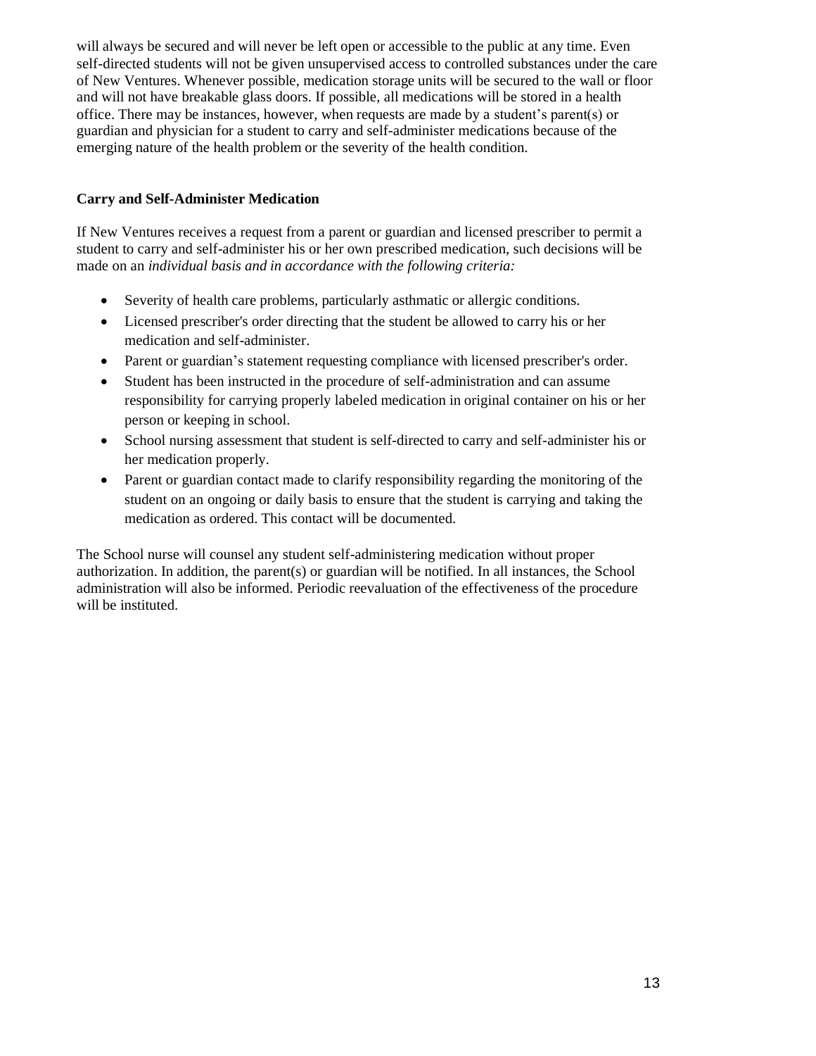will always be secured and will never be left open or accessible to the public at any time. Even self-directed students will not be given unsupervised access to controlled substances under the care of New Ventures. Whenever possible, medication storage units will be secured to the wall or floor and will not have breakable glass doors. If possible, all medications will be stored in a health office. There may be instances, however, when requests are made by a student's parent(s) or guardian and physician for a student to carry and self-administer medications because of the emerging nature of the health problem or the severity of the health condition.

**Carry and Self-Administer Medication**

If New Ventures receives a request from a parent or guardian and licensed prescriber to permit a student to carry and self-administer his or her own prescribed medication, such decisions will be made on an *individual basis and in accordance with the following criteria:*

- Severity of health care problems, particularly asthmatic or allergic conditions.
- Licensed prescriber's order directing that the student be allowed to carry his or her medication and self-administer.
- Parent or guardian's statement requesting compliance with licensed prescriber's order.
- Student has been instructed in the procedure of self-administration and can assume responsibility for carrying properly labeled medication in original container on his or her person or keeping in school.
- School nursing assessment that student is self-directed to carry and self-administer his or her medication properly.
- Parent or guardian contact made to clarify responsibility regarding the monitoring of the student on an ongoing or daily basis to ensure that the student is carrying and taking the medication as ordered. This contact will be documented.

The School nurse will counsel any student self-administering medication without proper authorization. In addition, the parent(s) or guardian will be notified. In all instances, the School administration will also be informed. Periodic reevaluation of the effectiveness of the procedure will be instituted.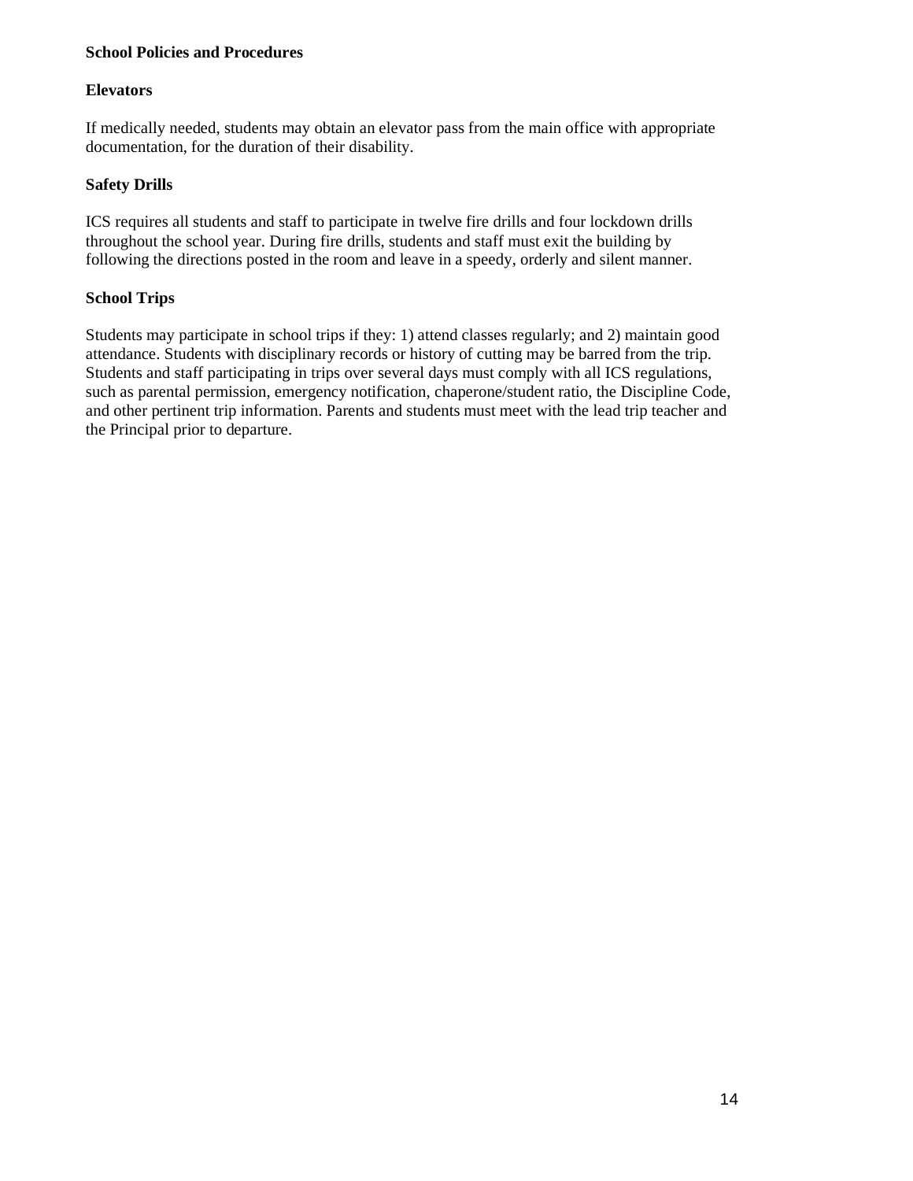## School Policies and Procedures

### Elevators

If medically needed, students may obtain an elevator pass from the main office with appropriate documentation, for the duration of their disability.

### Safety Drills

ICS requires all students and staff to participate in twelve fire drills and four lockdown drills throughout the school year. During fire drills, students and staff must exit the building by following the directions posted in the room and leave in a speedy, orderly and silent manner.

### School Trips

Students may participate in school trips if they: 1) attend classes regularly; and 2) maintain good attendance. Students with disciplinary records or history of cutting may be barred from the trip. Students and staff participating in trips over several days must comply with all ICS regulations, such as parental permission, emergency notification, chaperone/student ratio, the Discipline Code, and other pertinent trip information. Parents and students must meet with the lead trip teacher and the Principal prior to departure.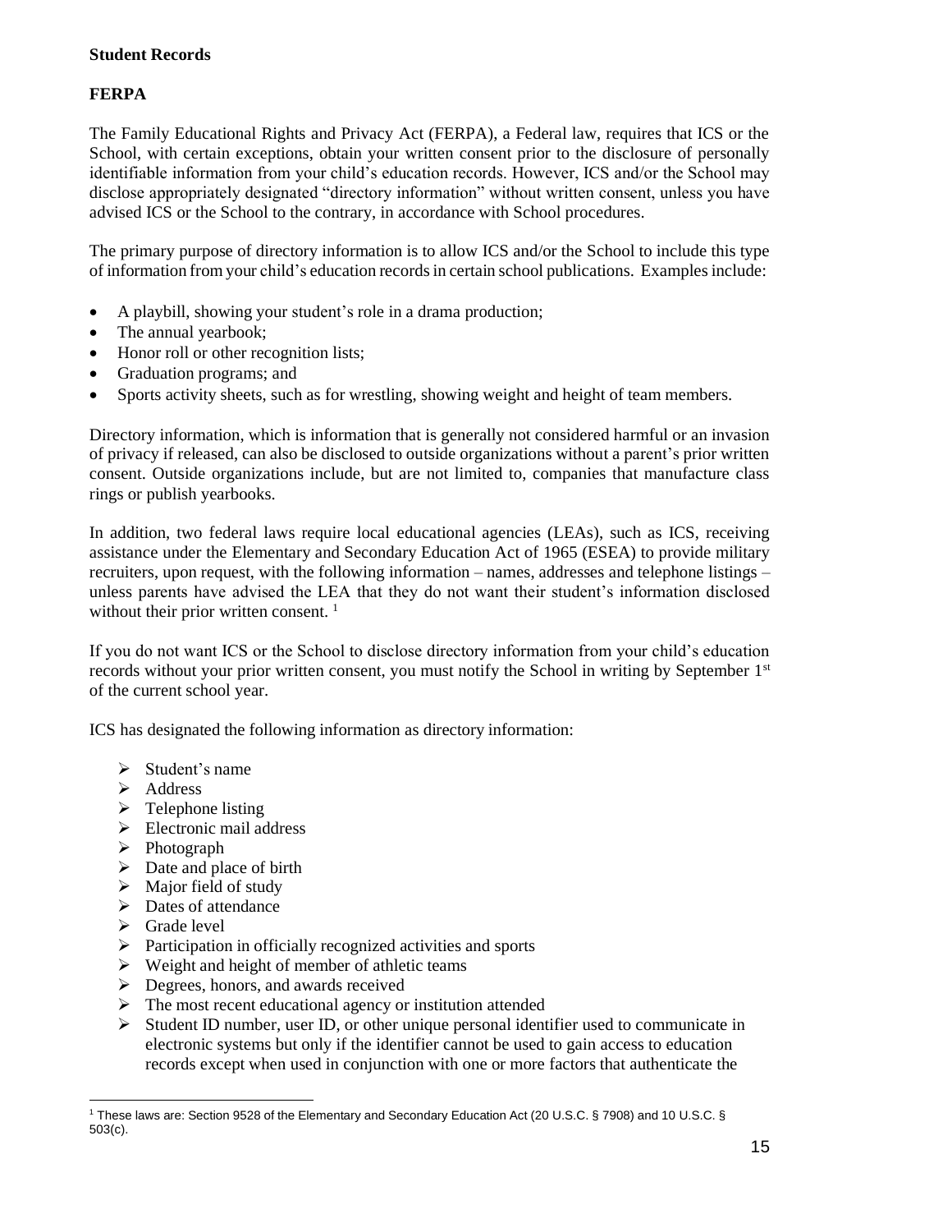**Student Records**

**FERPA**

The Family Educational Rights and Privacy Act (FERPA), a Federal law, requires that ICS or the School, with certain exceptions, obtain your written consent prior to the disclosure of personally identifiable information from your child's education records. However, ICS and/or the School may disclose appropriately designated "directory information" without written consent, unless you have advised ICS or the School to the contrary, in accordance with School procedures.

The primary purpose of directory information is to allow ICS and/or the School to include this type of information from your child's education records in certain school publications. Examples include:

- A playbill, showing your student's role in a drama production;
- The annual yearbook;
- Honor roll or other recognition lists;
- Graduation programs; and
- Sports activity sheets, such as for wrestling, showing weight and height of team members.

Directory information, which is information that is generally not considered harmful or an invasion of privacy if released, can also be disclosed to outside organizations without a parent's prior written consent. Outside organizations include, but are not limited to, companies that manufacture class rings or publish yearbooks.

In addition, two federal laws require local educational agencies (LEAs), such as ICS, receiving assistance under the Elementary and Secondary Education Act of 1965 (ESEA) to provide military recruiters, upon request, with the following information – names, addresses and telephone listings – unless parents have advised the LEA that they do not want their student's information disclosed without their prior written consent. [1]

If you do not want ICS or the School to disclose directory information from your child's education records without your prior written consent, you must notify the School in writing by September 1st of the current school year.

ICS has designated the following information as directory information:

- Student's name
- Address
- Telephone listing
- Electronic mail address
- Photograph
- Date and place of birth
- Major field of study
- Dates of attendance
- Grade level
- Participation in officially recognized activities and sports
- Weight and height of member of athletic teams
- Degrees, honors, and awards received
- The most recent educational agency or institution attended
- Student ID number, user ID, or other unique personal identifier used to communicate in electronic systems but only if the identifier cannot be used to gain access to education records except when used in conjunction with one or more factors that authenticate the

[1] These laws are: Section 9528 of the Elementary and Secondary Education Act (20 U.S.C. § 7908) and 10 U.S.C. § 503(c).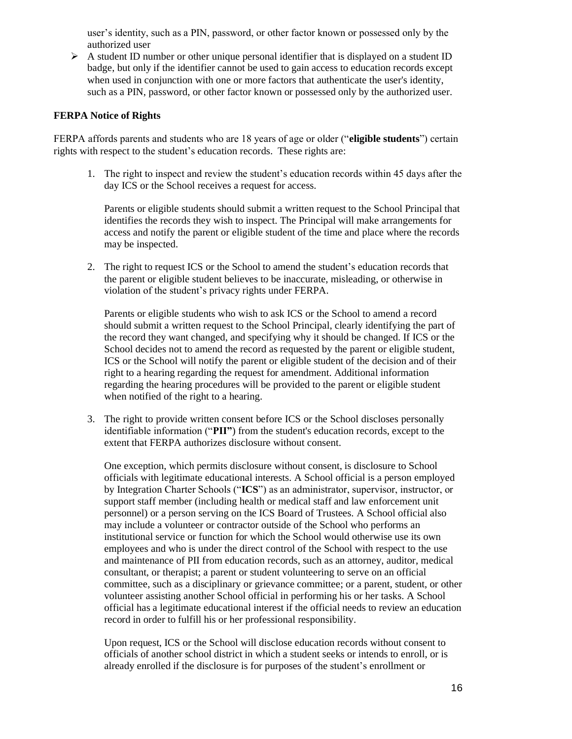user's identity, such as a PIN, password, or other factor known or possessed only by the authorized user

- A student ID number or other unique personal identifier that is displayed on a student ID badge, but only if the identifier cannot be used to gain access to education records except when used in conjunction with one or more factors that authenticate the user's identity, such as a PIN, password, or other factor known or possessed only by the authorized user.

**FERPA Notice of Rights**

FERPA affords parents and students who are 18 years of age or older ("**eligible students**") certain rights with respect to the student's education records. These rights are:

1. The right to inspect and review the student's education records within 45 days after the day ICS or the School receives a request for access.

   Parents or eligible students should submit a written request to the School Principal that identifies the records they wish to inspect. The Principal will make arrangements for access and notify the parent or eligible student of the time and place where the records may be inspected.

2. The right to request ICS or the School to amend the student's education records that the parent or eligible student believes to be inaccurate, misleading, or otherwise in violation of the student's privacy rights under FERPA.

   Parents or eligible students who wish to ask ICS or the School to amend a record should submit a written request to the School Principal, clearly identifying the part of the record they want changed, and specifying why it should be changed. If ICS or the School decides not to amend the record as requested by the parent or eligible student, ICS or the School will notify the parent or eligible student of the decision and of their right to a hearing regarding the request for amendment. Additional information regarding the hearing procedures will be provided to the parent or eligible student when notified of the right to a hearing.

3. The right to provide written consent before ICS or the School discloses personally identifiable information ("**PII**") from the student's education records, except to the extent that FERPA authorizes disclosure without consent.

   One exception, which permits disclosure without consent, is disclosure to School officials with legitimate educational interests. A School official is a person employed by Integration Charter Schools ("**ICS**") as an administrator, supervisor, instructor, or support staff member (including health or medical staff and law enforcement unit personnel) or a person serving on the ICS Board of Trustees. A School official also may include a volunteer or contractor outside of the School who performs an institutional service or function for which the School would otherwise use its own employees and who is under the direct control of the School with respect to the use and maintenance of PII from education records, such as an attorney, auditor, medical consultant, or therapist; a parent or student volunteering to serve on an official committee, such as a disciplinary or grievance committee; or a parent, student, or other volunteer assisting another School official in performing his or her tasks. A School official has a legitimate educational interest if the official needs to review an education record in order to fulfill his or her professional responsibility.

   Upon request, ICS or the School will disclose education records without consent to officials of another school district in which a student seeks or intends to enroll, or is already enrolled if the disclosure is for purposes of the student's enrollment or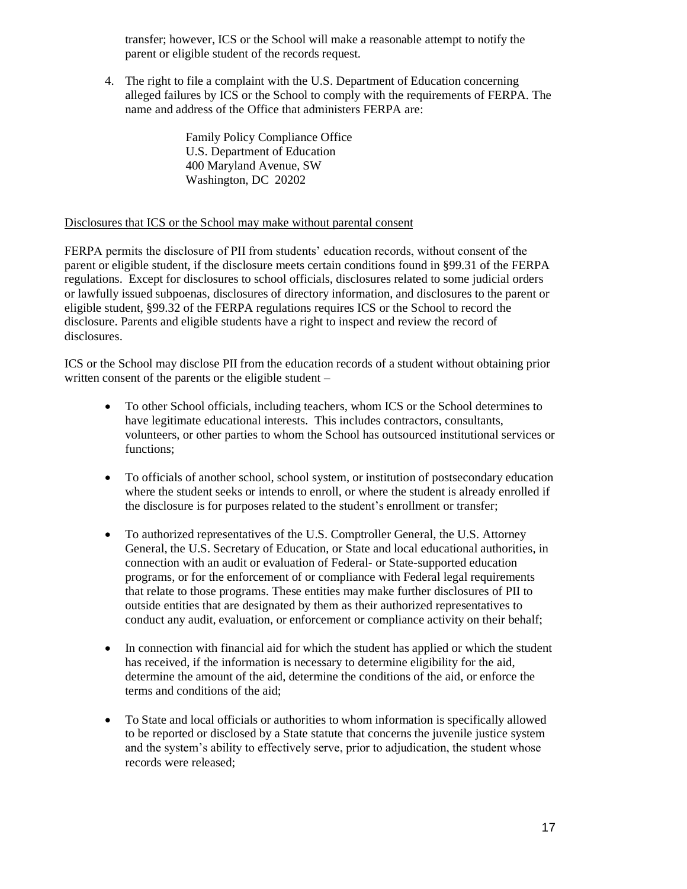transfer; however, ICS or the School will make a reasonable attempt to notify the parent or eligible student of the records request.

4. The right to file a complaint with the U.S. Department of Education concerning alleged failures by ICS or the School to comply with the requirements of FERPA. The name and address of the Office that administers FERPA are:

   Family Policy Compliance Office
   U.S. Department of Education
   400 Maryland Avenue, SW
   Washington, DC 20202

Disclosures that ICS or the School may make without parental consent

FERPA permits the disclosure of PII from students' education records, without consent of the parent or eligible student, if the disclosure meets certain conditions found in §99.31 of the FERPA regulations. Except for disclosures to school officials, disclosures related to some judicial orders or lawfully issued subpoenas, disclosures of directory information, and disclosures to the parent or eligible student, §99.32 of the FERPA regulations requires ICS or the School to record the disclosure. Parents and eligible students have a right to inspect and review the record of disclosures.

ICS or the School may disclose PII from the education records of a student without obtaining prior written consent of the parents or the eligible student –

- To other School officials, including teachers, whom ICS or the School determines to have legitimate educational interests. This includes contractors, consultants, volunteers, or other parties to whom the School has outsourced institutional services or functions;

- To officials of another school, school system, or institution of postsecondary education where the student seeks or intends to enroll, or where the student is already enrolled if the disclosure is for purposes related to the student's enrollment or transfer;

- To authorized representatives of the U.S. Comptroller General, the U.S. Attorney General, the U.S. Secretary of Education, or State and local educational authorities, in connection with an audit or evaluation of Federal- or State-supported education programs, or for the enforcement of or compliance with Federal legal requirements that relate to those programs. These entities may make further disclosures of PII to outside entities that are designated by them as their authorized representatives to conduct any audit, evaluation, or enforcement or compliance activity on their behalf;

- In connection with financial aid for which the student has applied or which the student has received, if the information is necessary to determine eligibility for the aid, determine the amount of the aid, determine the conditions of the aid, or enforce the terms and conditions of the aid;

- To State and local officials or authorities to whom information is specifically allowed to be reported or disclosed by a State statute that concerns the juvenile justice system and the system's ability to effectively serve, prior to adjudication, the student whose records were released;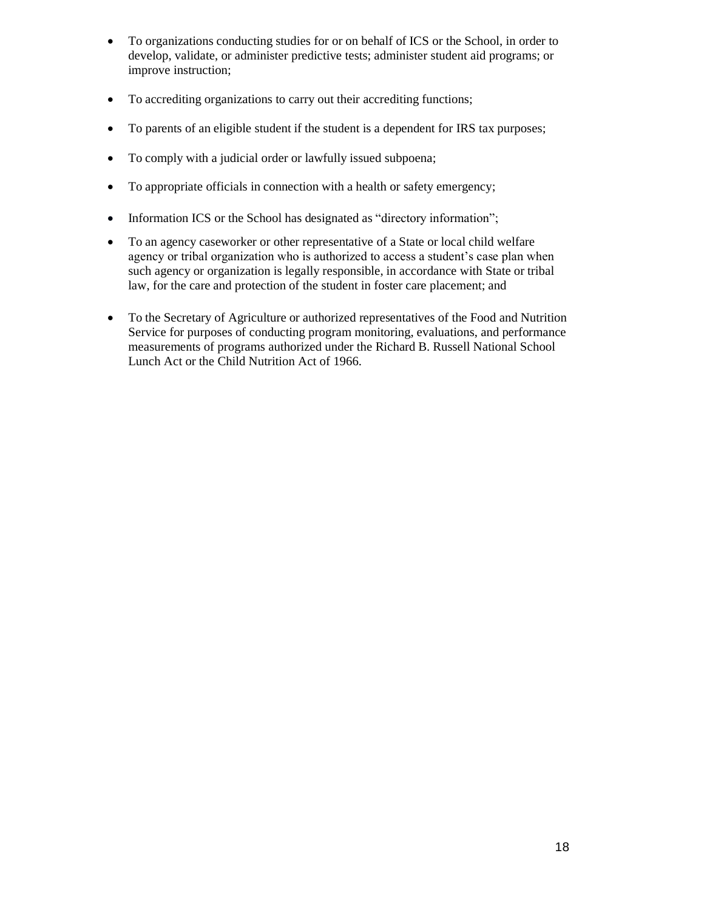- To organizations conducting studies for or on behalf of ICS or the School, in order to develop, validate, or administer predictive tests; administer student aid programs; or improve instruction;
- To accrediting organizations to carry out their accrediting functions;
- To parents of an eligible student if the student is a dependent for IRS tax purposes;
- To comply with a judicial order or lawfully issued subpoena;
- To appropriate officials in connection with a health or safety emergency;
- Information ICS or the School has designated as "directory information";
- To an agency caseworker or other representative of a State or local child welfare agency or tribal organization who is authorized to access a student's case plan when such agency or organization is legally responsible, in accordance with State or tribal law, for the care and protection of the student in foster care placement; and
- To the Secretary of Agriculture or authorized representatives of the Food and Nutrition Service for purposes of conducting program monitoring, evaluations, and performance measurements of programs authorized under the Richard B. Russell National School Lunch Act or the Child Nutrition Act of 1966.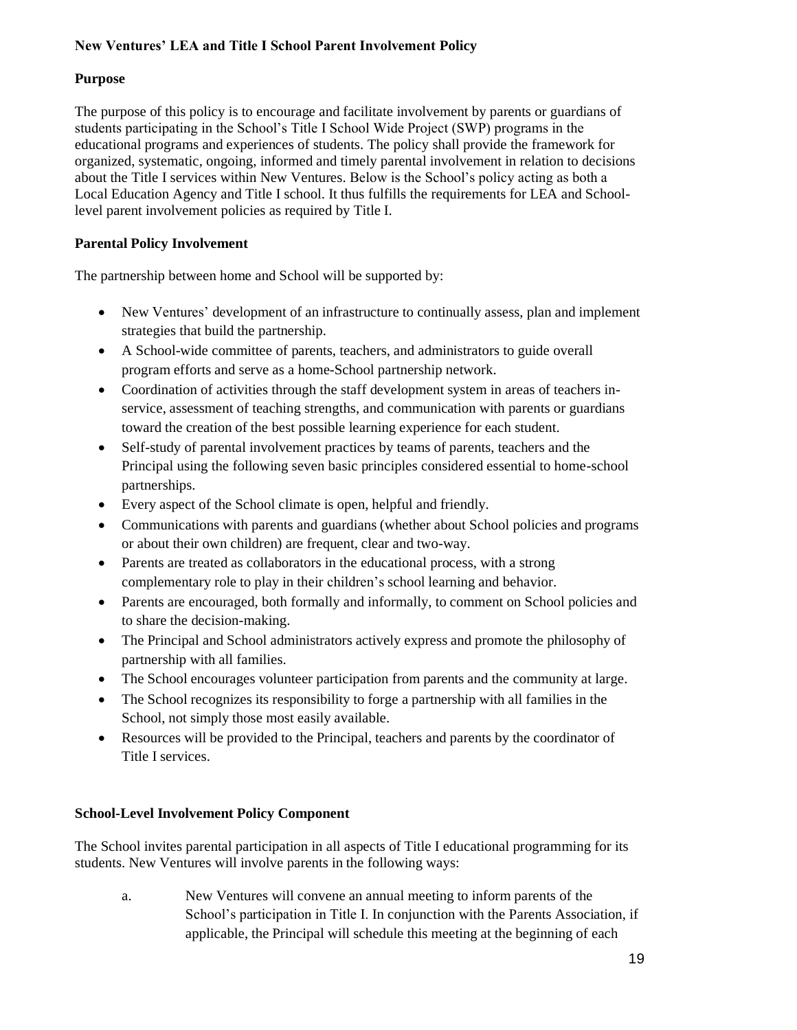**New Ventures' LEA and Title I School Parent Involvement Policy**

**Purpose**

The purpose of this policy is to encourage and facilitate involvement by parents or guardians of students participating in the School's Title I School Wide Project (SWP) programs in the educational programs and experiences of students. The policy shall provide the framework for organized, systematic, ongoing, informed and timely parental involvement in relation to decisions about the Title I services within New Ventures. Below is the School's policy acting as both a Local Education Agency and Title I school. It thus fulfills the requirements for LEA and School-level parent involvement policies as required by Title I.

**Parental Policy Involvement**

The partnership between home and School will be supported by:

- New Ventures' development of an infrastructure to continually assess, plan and implement strategies that build the partnership.
- A School-wide committee of parents, teachers, and administrators to guide overall program efforts and serve as a home-School partnership network.
- Coordination of activities through the staff development system in areas of teachers in-service, assessment of teaching strengths, and communication with parents or guardians toward the creation of the best possible learning experience for each student.
- Self-study of parental involvement practices by teams of parents, teachers and the Principal using the following seven basic principles considered essential to home-school partnerships.
- Every aspect of the School climate is open, helpful and friendly.
- Communications with parents and guardians (whether about School policies and programs or about their own children) are frequent, clear and two-way.
- Parents are treated as collaborators in the educational process, with a strong complementary role to play in their children's school learning and behavior.
- Parents are encouraged, both formally and informally, to comment on School policies and to share the decision-making.
- The Principal and School administrators actively express and promote the philosophy of partnership with all families.
- The School encourages volunteer participation from parents and the community at large.
- The School recognizes its responsibility to forge a partnership with all families in the School, not simply those most easily available.
- Resources will be provided to the Principal, teachers and parents by the coordinator of Title I services.

**School-Level Involvement Policy Component**

The School invites parental participation in all aspects of Title I educational programming for its students. New Ventures will involve parents in the following ways:

a. New Ventures will convene an annual meeting to inform parents of the School's participation in Title I. In conjunction with the Parents Association, if applicable, the Principal will schedule this meeting at the beginning of each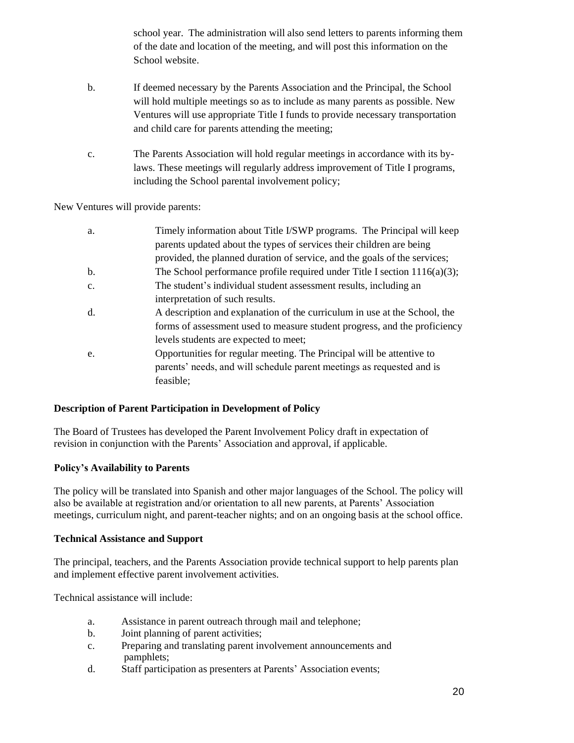school year. The administration will also send letters to parents informing them of the date and location of the meeting, and will post this information on the School website.

b. If deemed necessary by the Parents Association and the Principal, the School will hold multiple meetings so as to include as many parents as possible. New Ventures will use appropriate Title I funds to provide necessary transportation and child care for parents attending the meeting;

c. The Parents Association will hold regular meetings in accordance with its by-laws. These meetings will regularly address improvement of Title I programs, including the School parental involvement policy;

New Ventures will provide parents:

a. Timely information about Title I/SWP programs. The Principal will keep parents updated about the types of services their children are being provided, the planned duration of service, and the goals of the services;

b. The School performance profile required under Title I section 1116(a)(3);

c. The student's individual student assessment results, including an interpretation of such results.

d. A description and explanation of the curriculum in use at the School, the forms of assessment used to measure student progress, and the proficiency levels students are expected to meet;

e. Opportunities for regular meeting. The Principal will be attentive to parents' needs, and will schedule parent meetings as requested and is feasible;

**Description of Parent Participation in Development of Policy**

The Board of Trustees has developed the Parent Involvement Policy draft in expectation of revision in conjunction with the Parents' Association and approval, if applicable.

**Policy's Availability to Parents**

The policy will be translated into Spanish and other major languages of the School. The policy will also be available at registration and/or orientation to all new parents, at Parents' Association meetings, curriculum night, and parent-teacher nights; and on an ongoing basis at the school office.

**Technical Assistance and Support**

The principal, teachers, and the Parents Association provide technical support to help parents plan and implement effective parent involvement activities.

Technical assistance will include:

a. Assistance in parent outreach through mail and telephone;

b. Joint planning of parent activities;

c. Preparing and translating parent involvement announcements and pamphlets;

d. Staff participation as presenters at Parents' Association events;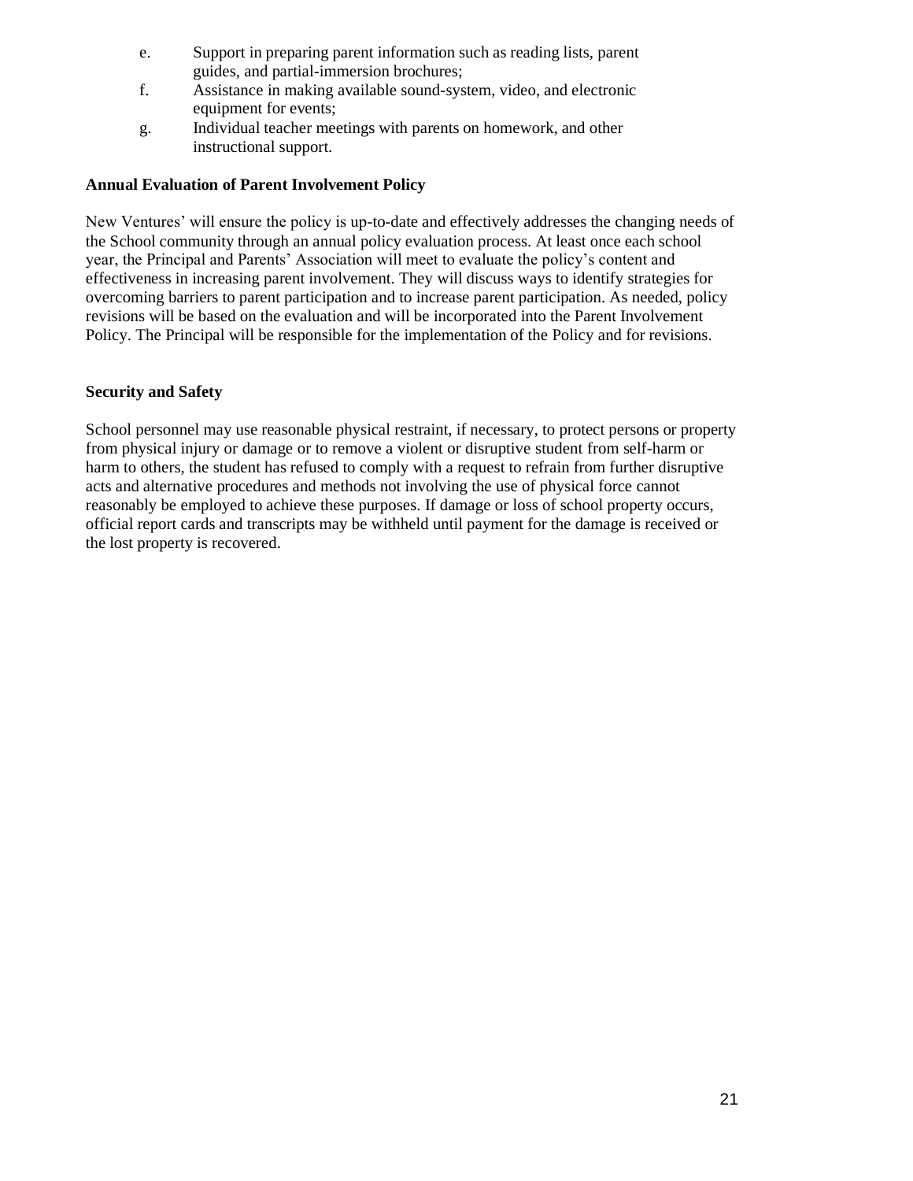e. Support in preparing parent information such as reading lists, parent guides, and partial-immersion brochures;
f. Assistance in making available sound-system, video, and electronic equipment for events;
g. Individual teacher meetings with parents on homework, and other instructional support.

**Annual Evaluation of Parent Involvement Policy**

New Ventures' will ensure the policy is up-to-date and effectively addresses the changing needs of the School community through an annual policy evaluation process. At least once each school year, the Principal and Parents' Association will meet to evaluate the policy's content and effectiveness in increasing parent involvement. They will discuss ways to identify strategies for overcoming barriers to parent participation and to increase parent participation. As needed, policy revisions will be based on the evaluation and will be incorporated into the Parent Involvement Policy. The Principal will be responsible for the implementation of the Policy and for revisions.

**Security and Safety**

School personnel may use reasonable physical restraint, if necessary, to protect persons or property from physical injury or damage or to remove a violent or disruptive student from self-harm or harm to others, the student has refused to comply with a request to refrain from further disruptive acts and alternative procedures and methods not involving the use of physical force cannot reasonably be employed to achieve these purposes. If damage or loss of school property occurs, official report cards and transcripts may be withheld until payment for the damage is received or the lost property is recovered.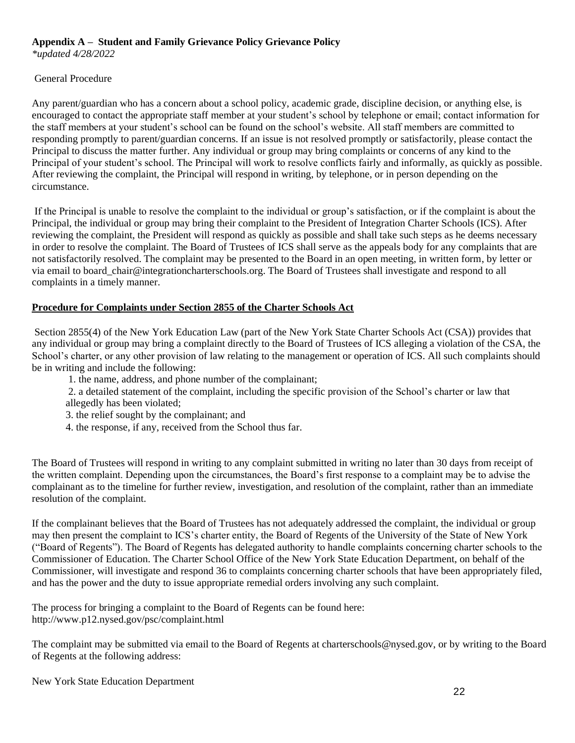### Appendix A – Student and Family Grievance Policy Grievance Policy

*\*updated 4/28/2022*

General Procedure

Any parent/guardian who has a concern about a school policy, academic grade, discipline decision, or anything else, is encouraged to contact the appropriate staff member at your student's school by telephone or email; contact information for the staff members at your student's school can be found on the school's website. All staff members are committed to responding promptly to parent/guardian concerns. If an issue is not resolved promptly or satisfactorily, please contact the Principal to discuss the matter further. Any individual or group may bring complaints or concerns of any kind to the Principal of your student's school. The Principal will work to resolve conflicts fairly and informally, as quickly as possible. After reviewing the complaint, the Principal will respond in writing, by telephone, or in person depending on the circumstance.

If the Principal is unable to resolve the complaint to the individual or group's satisfaction, or if the complaint is about the Principal, the individual or group may bring their complaint to the President of Integration Charter Schools (ICS). After reviewing the complaint, the President will respond as quickly as possible and shall take such steps as he deems necessary in order to resolve the complaint. The Board of Trustees of ICS shall serve as the appeals body for any complaints that are not satisfactorily resolved. The complaint may be presented to the Board in an open meeting, in written form, by letter or via email to board_chair@integrationcharterschools.org. The Board of Trustees shall investigate and respond to all complaints in a timely manner.

**<u>Procedure for Complaints under Section 2855 of the Charter Schools Act</u>**

Section 2855(4) of the New York Education Law (part of the New York State Charter Schools Act (CSA)) provides that any individual or group may bring a complaint directly to the Board of Trustees of ICS alleging a violation of the CSA, the School's charter, or any other provision of law relating to the management or operation of ICS. All such complaints should be in writing and include the following:

1. the name, address, and phone number of the complainant;
2. a detailed statement of the complaint, including the specific provision of the School's charter or law that allegedly has been violated;
3. the relief sought by the complainant; and
4. the response, if any, received from the School thus far.

The Board of Trustees will respond in writing to any complaint submitted in writing no later than 30 days from receipt of the written complaint. Depending upon the circumstances, the Board's first response to a complaint may be to advise the complainant as to the timeline for further review, investigation, and resolution of the complaint, rather than an immediate resolution of the complaint.

If the complainant believes that the Board of Trustees has not adequately addressed the complaint, the individual or group may then present the complaint to ICS's charter entity, the Board of Regents of the University of the State of New York ("Board of Regents"). The Board of Regents has delegated authority to handle complaints concerning charter schools to the Commissioner of Education. The Charter School Office of the New York State Education Department, on behalf of the Commissioner, will investigate and respond 36 to complaints concerning charter schools that have been appropriately filed, and has the power and the duty to issue appropriate remedial orders involving any such complaint.

The process for bringing a complaint to the Board of Regents can be found here:
http://www.p12.nysed.gov/psc/complaint.html

The complaint may be submitted via email to the Board of Regents at charterschools@nysed.gov, or by writing to the Board of Regents at the following address:

New York State Education Department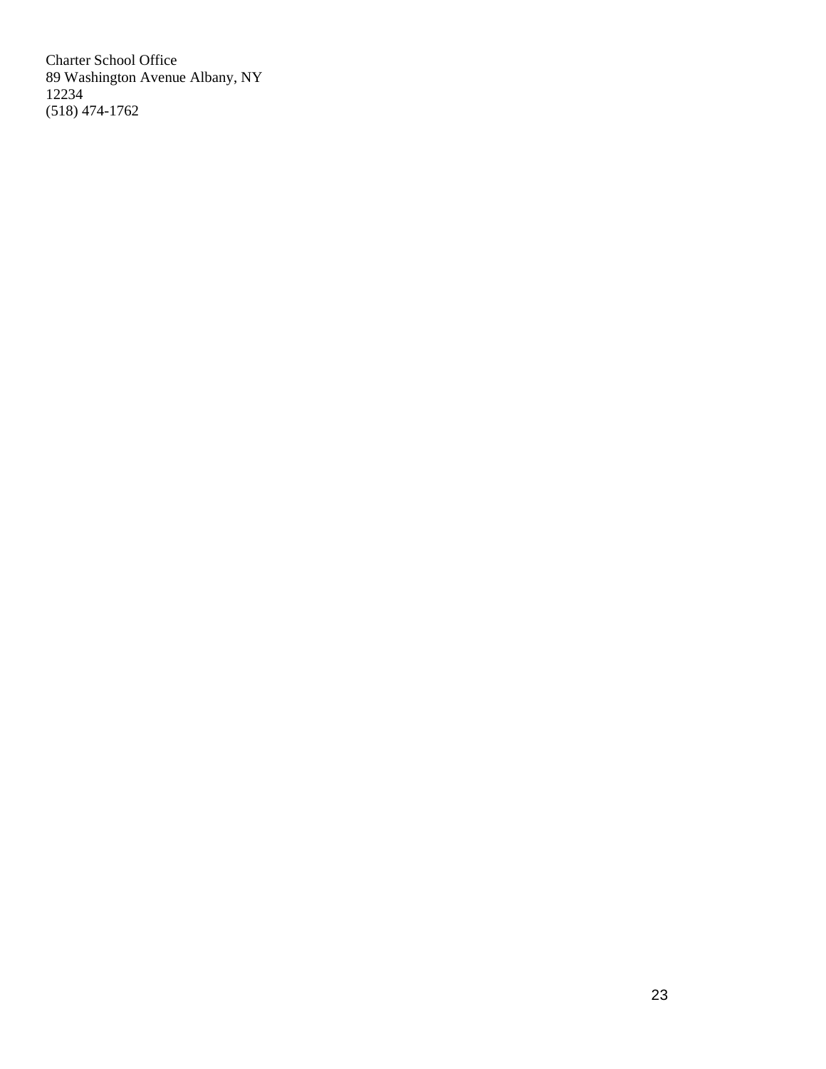Charter School Office
89 Washington Avenue Albany, NY
12234
(518) 474-1762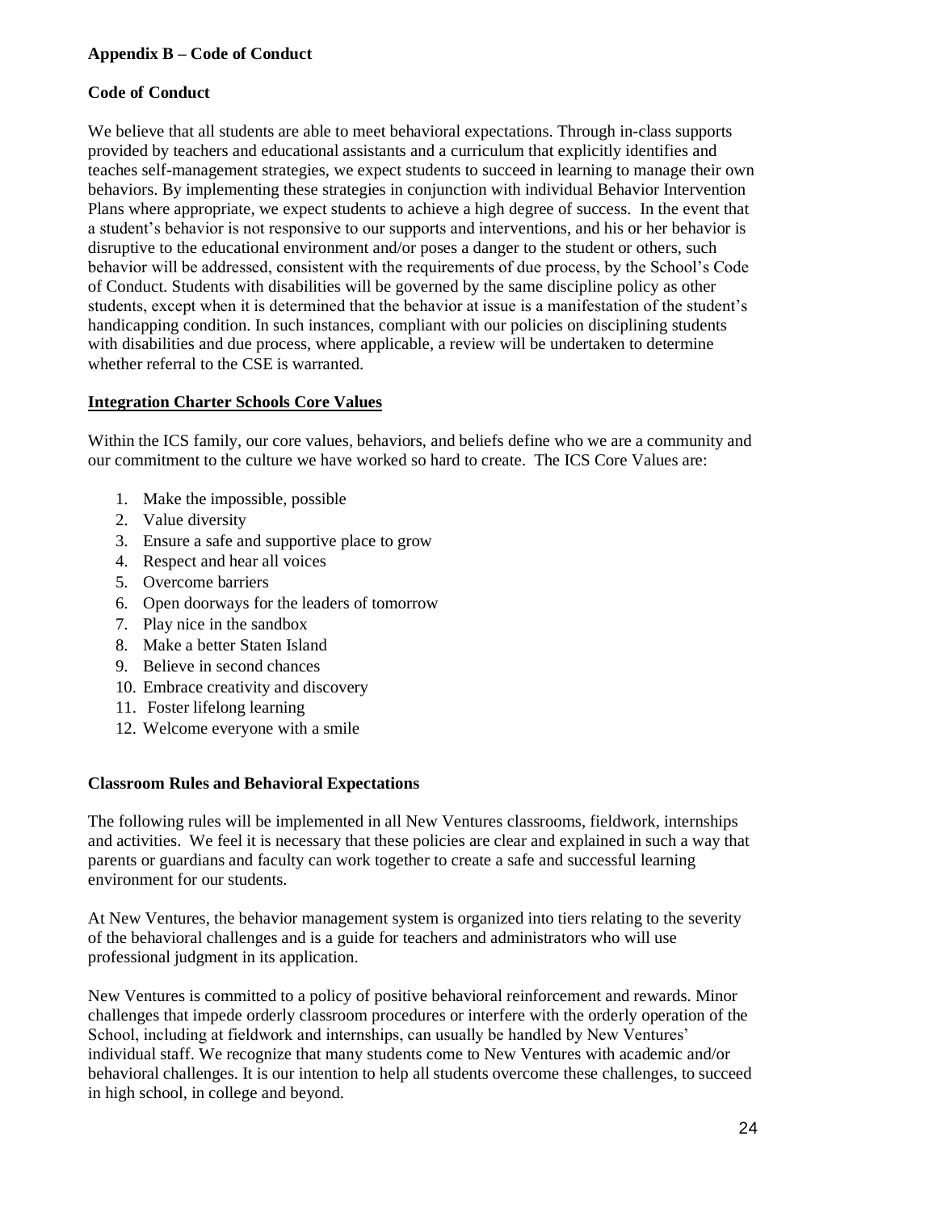**Appendix B – Code of Conduct**

**Code of Conduct**

We believe that all students are able to meet behavioral expectations. Through in-class supports provided by teachers and educational assistants and a curriculum that explicitly identifies and teaches self-management strategies, we expect students to succeed in learning to manage their own behaviors. By implementing these strategies in conjunction with individual Behavior Intervention Plans where appropriate, we expect students to achieve a high degree of success. In the event that a student's behavior is not responsive to our supports and interventions, and his or her behavior is disruptive to the educational environment and/or poses a danger to the student or others, such behavior will be addressed, consistent with the requirements of due process, by the School's Code of Conduct. Students with disabilities will be governed by the same discipline policy as other students, except when it is determined that the behavior at issue is a manifestation of the student's handicapping condition. In such instances, compliant with our policies on disciplining students with disabilities and due process, where applicable, a review will be undertaken to determine whether referral to the CSE is warranted.

**Integration Charter Schools Core Values**

Within the ICS family, our core values, behaviors, and beliefs define who we are a community and our commitment to the culture we have worked so hard to create. The ICS Core Values are:

1. Make the impossible, possible
2. Value diversity
3. Ensure a safe and supportive place to grow
4. Respect and hear all voices
5. Overcome barriers
6. Open doorways for the leaders of tomorrow
7. Play nice in the sandbox
8. Make a better Staten Island
9. Believe in second chances
10. Embrace creativity and discovery
11. Foster lifelong learning
12. Welcome everyone with a smile

**Classroom Rules and Behavioral Expectations**

The following rules will be implemented in all New Ventures classrooms, fieldwork, internships and activities. We feel it is necessary that these policies are clear and explained in such a way that parents or guardians and faculty can work together to create a safe and successful learning environment for our students.

At New Ventures, the behavior management system is organized into tiers relating to the severity of the behavioral challenges and is a guide for teachers and administrators who will use professional judgment in its application.

New Ventures is committed to a policy of positive behavioral reinforcement and rewards. Minor challenges that impede orderly classroom procedures or interfere with the orderly operation of the School, including at fieldwork and internships, can usually be handled by New Ventures' individual staff. We recognize that many students come to New Ventures with academic and/or behavioral challenges. It is our intention to help all students overcome these challenges, to succeed in high school, in college and beyond.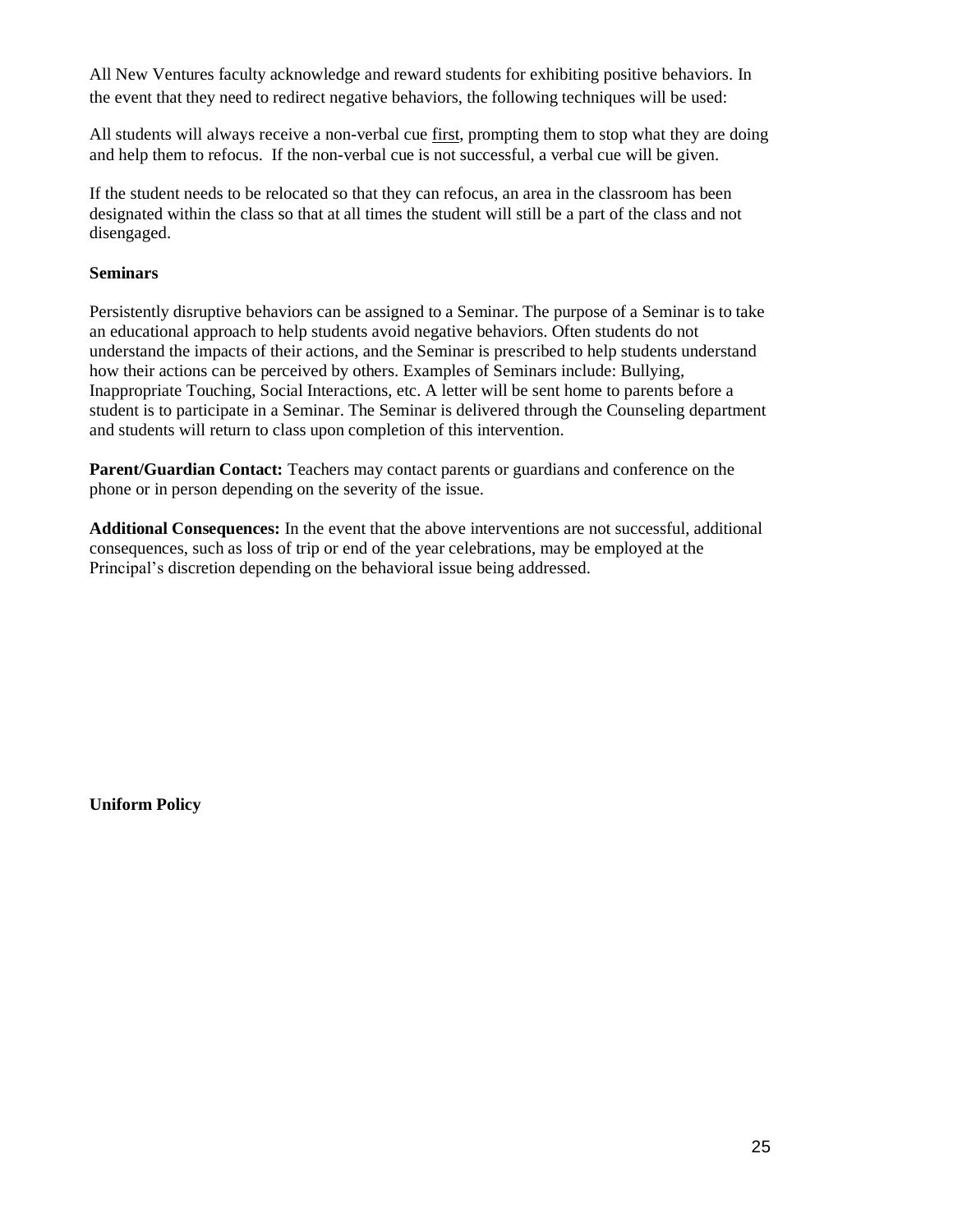All New Ventures faculty acknowledge and reward students for exhibiting positive behaviors. In the event that they need to redirect negative behaviors, the following techniques will be used:

All students will always receive a non-verbal cue first, prompting them to stop what they are doing and help them to refocus. If the non-verbal cue is not successful, a verbal cue will be given.

If the student needs to be relocated so that they can refocus, an area in the classroom has been designated within the class so that at all times the student will still be a part of the class and not disengaged.

**Seminars**

Persistently disruptive behaviors can be assigned to a Seminar. The purpose of a Seminar is to take an educational approach to help students avoid negative behaviors. Often students do not understand the impacts of their actions, and the Seminar is prescribed to help students understand how their actions can be perceived by others. Examples of Seminars include: Bullying, Inappropriate Touching, Social Interactions, etc. A letter will be sent home to parents before a student is to participate in a Seminar. The Seminar is delivered through the Counseling department and students will return to class upon completion of this intervention.

**Parent/Guardian Contact:** Teachers may contact parents or guardians and conference on the phone or in person depending on the severity of the issue.

**Additional Consequences:** In the event that the above interventions are not successful, additional consequences, such as loss of trip or end of the year celebrations, may be employed at the Principal's discretion depending on the behavioral issue being addressed.

**Uniform Policy**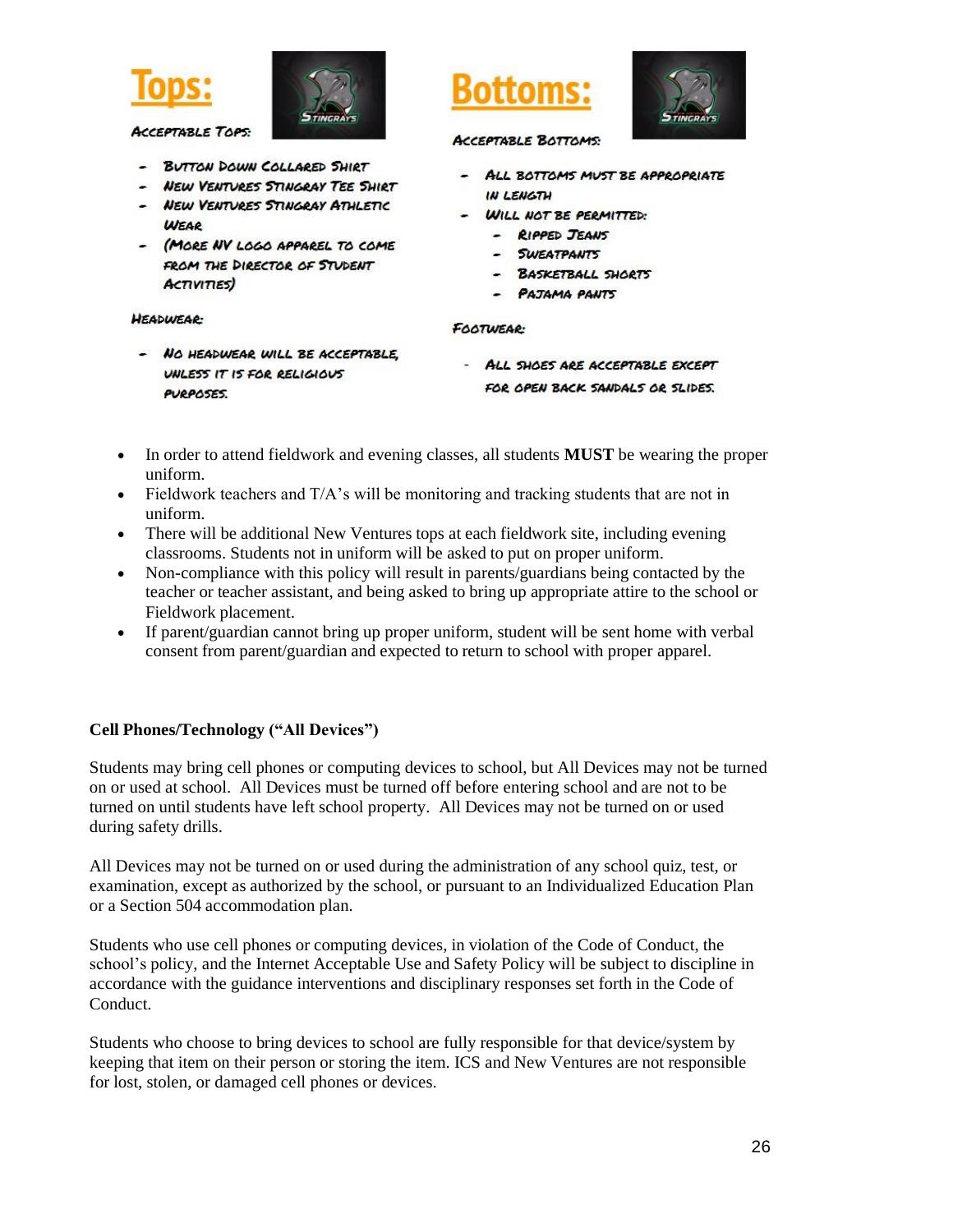## Tops:

ACCEPTABLE TOPS:

- BUTTON DOWN COLLARED SHIRT
- NEW VENTURES STINGRAY TEE SHIRT
- NEW VENTURES STINGRAY ATHLETIC WEAR
- (MORE NV LOGO APPAREL TO COME FROM THE DIRECTOR OF STUDENT ACTIVITIES)

HEADWEAR:

- NO HEADWEAR WILL BE ACCEPTABLE, UNLESS IT IS FOR RELIGIOUS PURPOSES.

## Bottoms:

ACCEPTABLE BOTTOMS:

- ALL BOTTOMS MUST BE APPROPRIATE IN LENGTH
- WILL NOT BE PERMITTED:
  - RIPPED JEANS
  - SWEATPANTS
  - BASKETBALL SHORTS
  - PAJAMA PANTS

FOOTWEAR:

- ALL SHOES ARE ACCEPTABLE EXCEPT FOR OPEN BACK SANDALS OR SLIDES.

- In order to attend fieldwork and evening classes, all students **MUST** be wearing the proper uniform.
- Fieldwork teachers and T/A's will be monitoring and tracking students that are not in uniform.
- There will be additional New Ventures tops at each fieldwork site, including evening classrooms. Students not in uniform will be asked to put on proper uniform.
- Non-compliance with this policy will result in parents/guardians being contacted by the teacher or teacher assistant, and being asked to bring up appropriate attire to the school or Fieldwork placement.
- If parent/guardian cannot bring up proper uniform, student will be sent home with verbal consent from parent/guardian and expected to return to school with proper apparel.

**Cell Phones/Technology ("All Devices")**

Students may bring cell phones or computing devices to school, but All Devices may not be turned on or used at school. All Devices must be turned off before entering school and are not to be turned on until students have left school property. All Devices may not be turned on or used during safety drills.

All Devices may not be turned on or used during the administration of any school quiz, test, or examination, except as authorized by the school, or pursuant to an Individualized Education Plan or a Section 504 accommodation plan.

Students who use cell phones or computing devices, in violation of the Code of Conduct, the school's policy, and the Internet Acceptable Use and Safety Policy will be subject to discipline in accordance with the guidance interventions and disciplinary responses set forth in the Code of Conduct.

Students who choose to bring devices to school are fully responsible for that device/system by keeping that item on their person or storing the item. ICS and New Ventures are not responsible for lost, stolen, or damaged cell phones or devices.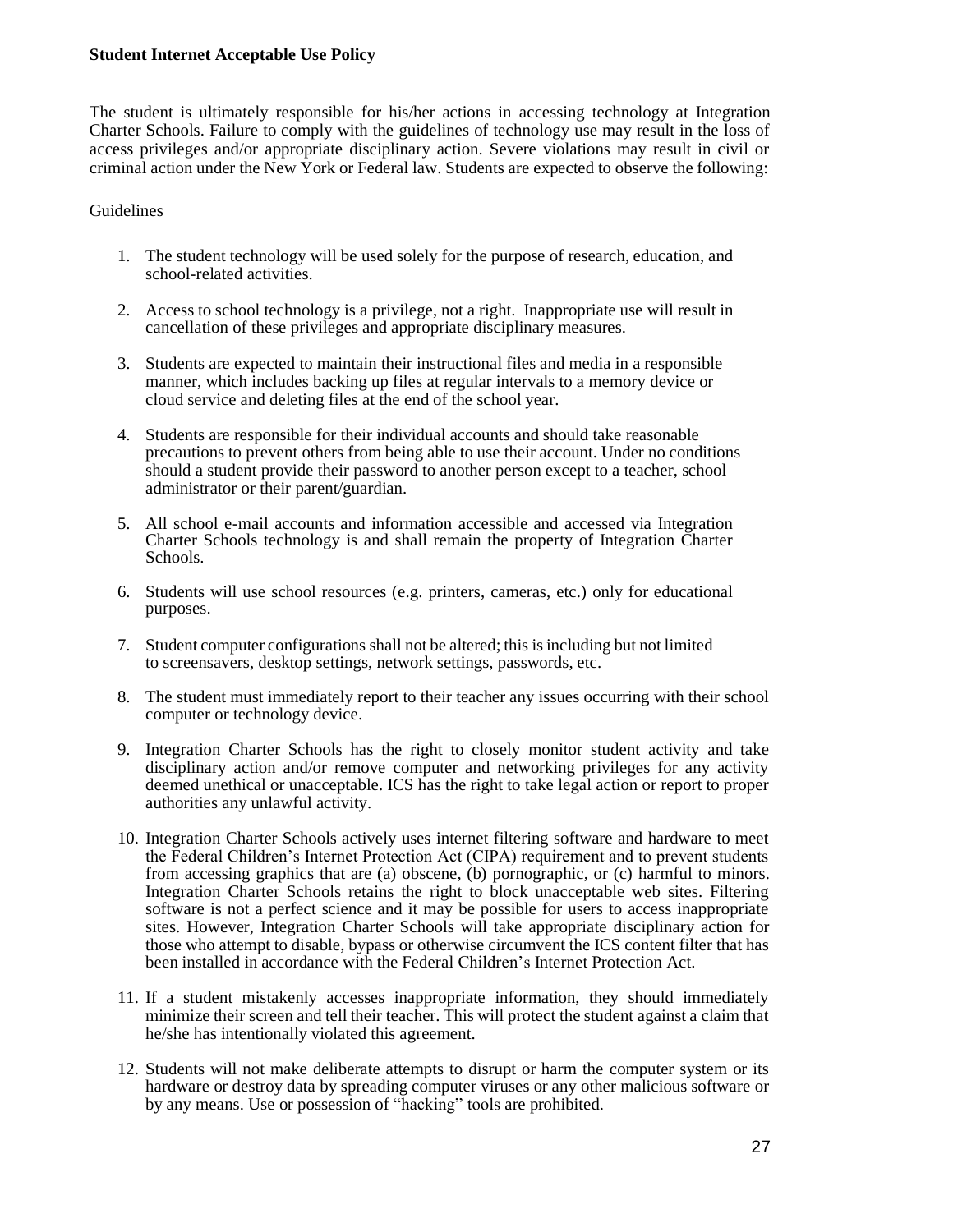**Student Internet Acceptable Use Policy**

The student is ultimately responsible for his/her actions in accessing technology at Integration Charter Schools. Failure to comply with the guidelines of technology use may result in the loss of access privileges and/or appropriate disciplinary action. Severe violations may result in civil or criminal action under the New York or Federal law. Students are expected to observe the following:

Guidelines

1. The student technology will be used solely for the purpose of research, education, and school-related activities.

2. Access to school technology is a privilege, not a right. Inappropriate use will result in cancellation of these privileges and appropriate disciplinary measures.

3. Students are expected to maintain their instructional files and media in a responsible manner, which includes backing up files at regular intervals to a memory device or cloud service and deleting files at the end of the school year.

4. Students are responsible for their individual accounts and should take reasonable precautions to prevent others from being able to use their account. Under no conditions should a student provide their password to another person except to a teacher, school administrator or their parent/guardian.

5. All school e-mail accounts and information accessible and accessed via Integration Charter Schools technology is and shall remain the property of Integration Charter Schools.

6. Students will use school resources (e.g. printers, cameras, etc.) only for educational purposes.

7. Student computer configurations shall not be altered; this is including but not limited to screensavers, desktop settings, network settings, passwords, etc.

8. The student must immediately report to their teacher any issues occurring with their school computer or technology device.

9. Integration Charter Schools has the right to closely monitor student activity and take disciplinary action and/or remove computer and networking privileges for any activity deemed unethical or unacceptable. ICS has the right to take legal action or report to proper authorities any unlawful activity.

10. Integration Charter Schools actively uses internet filtering software and hardware to meet the Federal Children's Internet Protection Act (CIPA) requirement and to prevent students from accessing graphics that are (a) obscene, (b) pornographic, or (c) harmful to minors. Integration Charter Schools retains the right to block unacceptable web sites. Filtering software is not a perfect science and it may be possible for users to access inappropriate sites. However, Integration Charter Schools will take appropriate disciplinary action for those who attempt to disable, bypass or otherwise circumvent the ICS content filter that has been installed in accordance with the Federal Children's Internet Protection Act.

11. If a student mistakenly accesses inappropriate information, they should immediately minimize their screen and tell their teacher. This will protect the student against a claim that he/she has intentionally violated this agreement.

12. Students will not make deliberate attempts to disrupt or harm the computer system or its hardware or destroy data by spreading computer viruses or any other malicious software or by any means. Use or possession of "hacking" tools are prohibited.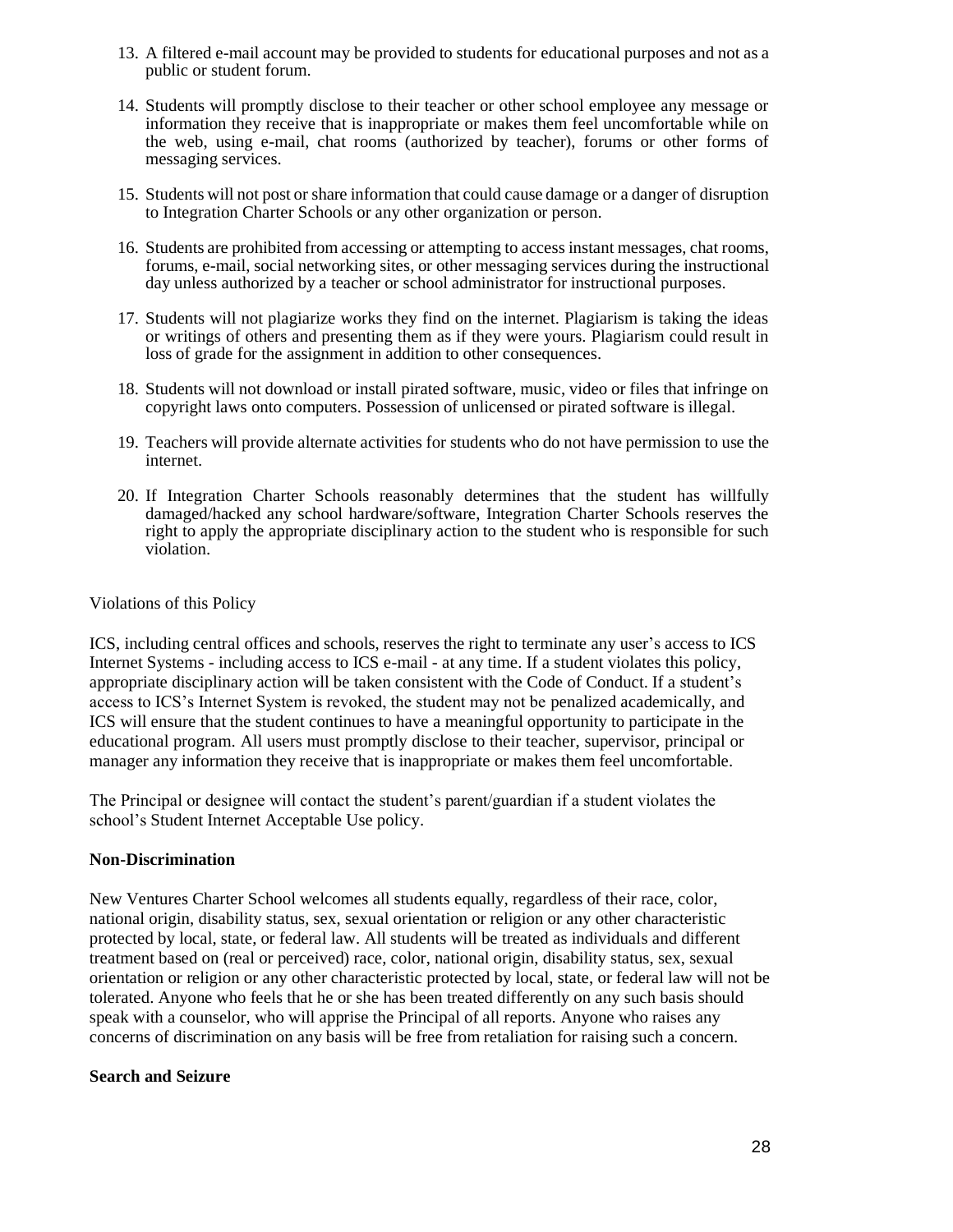13. A filtered e-mail account may be provided to students for educational purposes and not as a public or student forum.

14. Students will promptly disclose to their teacher or other school employee any message or information they receive that is inappropriate or makes them feel uncomfortable while on the web, using e-mail, chat rooms (authorized by teacher), forums or other forms of messaging services.

15. Students will not post or share information that could cause damage or a danger of disruption to Integration Charter Schools or any other organization or person.

16. Students are prohibited from accessing or attempting to access instant messages, chat rooms, forums, e-mail, social networking sites, or other messaging services during the instructional day unless authorized by a teacher or school administrator for instructional purposes.

17. Students will not plagiarize works they find on the internet. Plagiarism is taking the ideas or writings of others and presenting them as if they were yours. Plagiarism could result in loss of grade for the assignment in addition to other consequences.

18. Students will not download or install pirated software, music, video or files that infringe on copyright laws onto computers. Possession of unlicensed or pirated software is illegal.

19. Teachers will provide alternate activities for students who do not have permission to use the internet.

20. If Integration Charter Schools reasonably determines that the student has willfully damaged/hacked any school hardware/software, Integration Charter Schools reserves the right to apply the appropriate disciplinary action to the student who is responsible for such violation.

Violations of this Policy

ICS, including central offices and schools, reserves the right to terminate any user's access to ICS Internet Systems - including access to ICS e-mail - at any time. If a student violates this policy, appropriate disciplinary action will be taken consistent with the Code of Conduct. If a student's access to ICS's Internet System is revoked, the student may not be penalized academically, and ICS will ensure that the student continues to have a meaningful opportunity to participate in the educational program. All users must promptly disclose to their teacher, supervisor, principal or manager any information they receive that is inappropriate or makes them feel uncomfortable.

The Principal or designee will contact the student's parent/guardian if a student violates the school's Student Internet Acceptable Use policy.

**Non-Discrimination**

New Ventures Charter School welcomes all students equally, regardless of their race, color, national origin, disability status, sex, sexual orientation or religion or any other characteristic protected by local, state, or federal law. All students will be treated as individuals and different treatment based on (real or perceived) race, color, national origin, disability status, sex, sexual orientation or religion or any other characteristic protected by local, state, or federal law will not be tolerated. Anyone who feels that he or she has been treated differently on any such basis should speak with a counselor, who will apprise the Principal of all reports. Anyone who raises any concerns of discrimination on any basis will be free from retaliation for raising such a concern.

**Search and Seizure**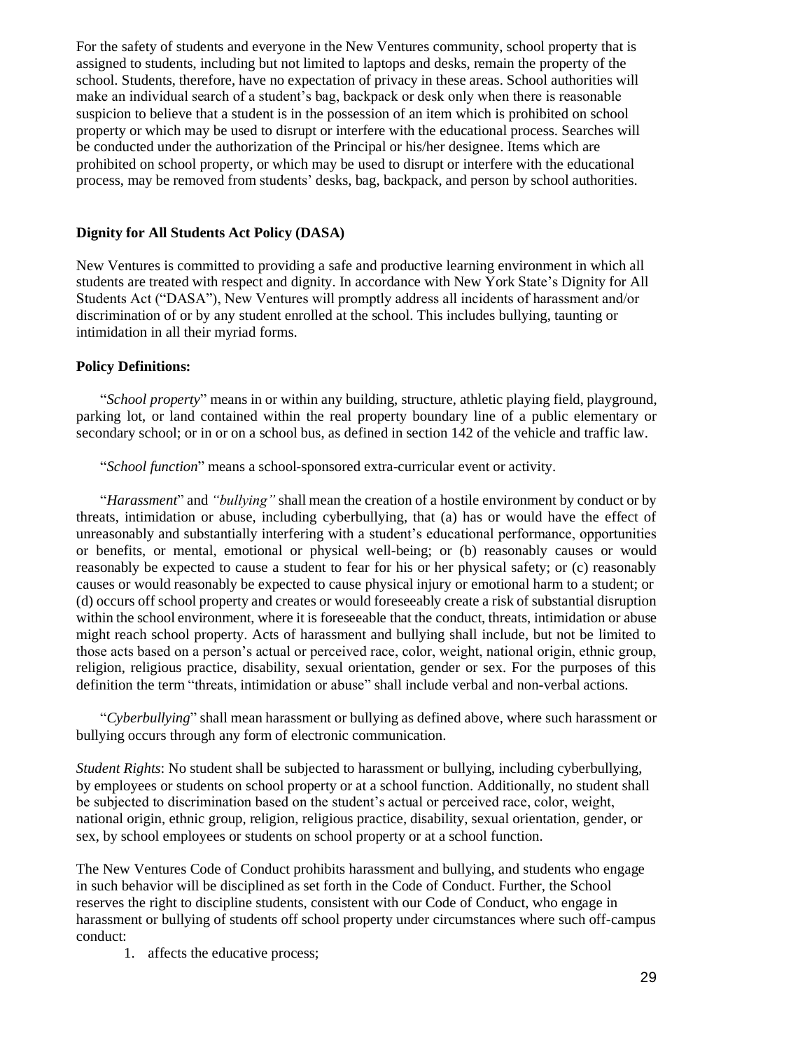For the safety of students and everyone in the New Ventures community, school property that is assigned to students, including but not limited to laptops and desks, remain the property of the school. Students, therefore, have no expectation of privacy in these areas. School authorities will make an individual search of a student's bag, backpack or desk only when there is reasonable suspicion to believe that a student is in the possession of an item which is prohibited on school property or which may be used to disrupt or interfere with the educational process. Searches will be conducted under the authorization of the Principal or his/her designee. Items which are prohibited on school property, or which may be used to disrupt or interfere with the educational process, may be removed from students' desks, bag, backpack, and person by school authorities.

**Dignity for All Students Act Policy (DASA)**

New Ventures is committed to providing a safe and productive learning environment in which all students are treated with respect and dignity. In accordance with New York State's Dignity for All Students Act ("DASA"), New Ventures will promptly address all incidents of harassment and/or discrimination of or by any student enrolled at the school. This includes bullying, taunting or intimidation in all their myriad forms.

**Policy Definitions:**

"*School property*" means in or within any building, structure, athletic playing field, playground, parking lot, or land contained within the real property boundary line of a public elementary or secondary school; or in or on a school bus, as defined in section 142 of the vehicle and traffic law.

"*School function*" means a school-sponsored extra-curricular event or activity.

"*Harassment*" and *"bullying"* shall mean the creation of a hostile environment by conduct or by threats, intimidation or abuse, including cyberbullying, that (a) has or would have the effect of unreasonably and substantially interfering with a student's educational performance, opportunities or benefits, or mental, emotional or physical well-being; or (b) reasonably causes or would reasonably be expected to cause a student to fear for his or her physical safety; or (c) reasonably causes or would reasonably be expected to cause physical injury or emotional harm to a student; or (d) occurs off school property and creates or would foreseeably create a risk of substantial disruption within the school environment, where it is foreseeable that the conduct, threats, intimidation or abuse might reach school property. Acts of harassment and bullying shall include, but not be limited to those acts based on a person's actual or perceived race, color, weight, national origin, ethnic group, religion, religious practice, disability, sexual orientation, gender or sex. For the purposes of this definition the term "threats, intimidation or abuse" shall include verbal and non-verbal actions.

"*Cyberbullying*" shall mean harassment or bullying as defined above, where such harassment or bullying occurs through any form of electronic communication.

*Student Rights*: No student shall be subjected to harassment or bullying, including cyberbullying, by employees or students on school property or at a school function. Additionally, no student shall be subjected to discrimination based on the student's actual or perceived race, color, weight, national origin, ethnic group, religion, religious practice, disability, sexual orientation, gender, or sex, by school employees or students on school property or at a school function.

The New Ventures Code of Conduct prohibits harassment and bullying, and students who engage in such behavior will be disciplined as set forth in the Code of Conduct. Further, the School reserves the right to discipline students, consistent with our Code of Conduct, who engage in harassment or bullying of students off school property under circumstances where such off-campus conduct:

1. affects the educative process;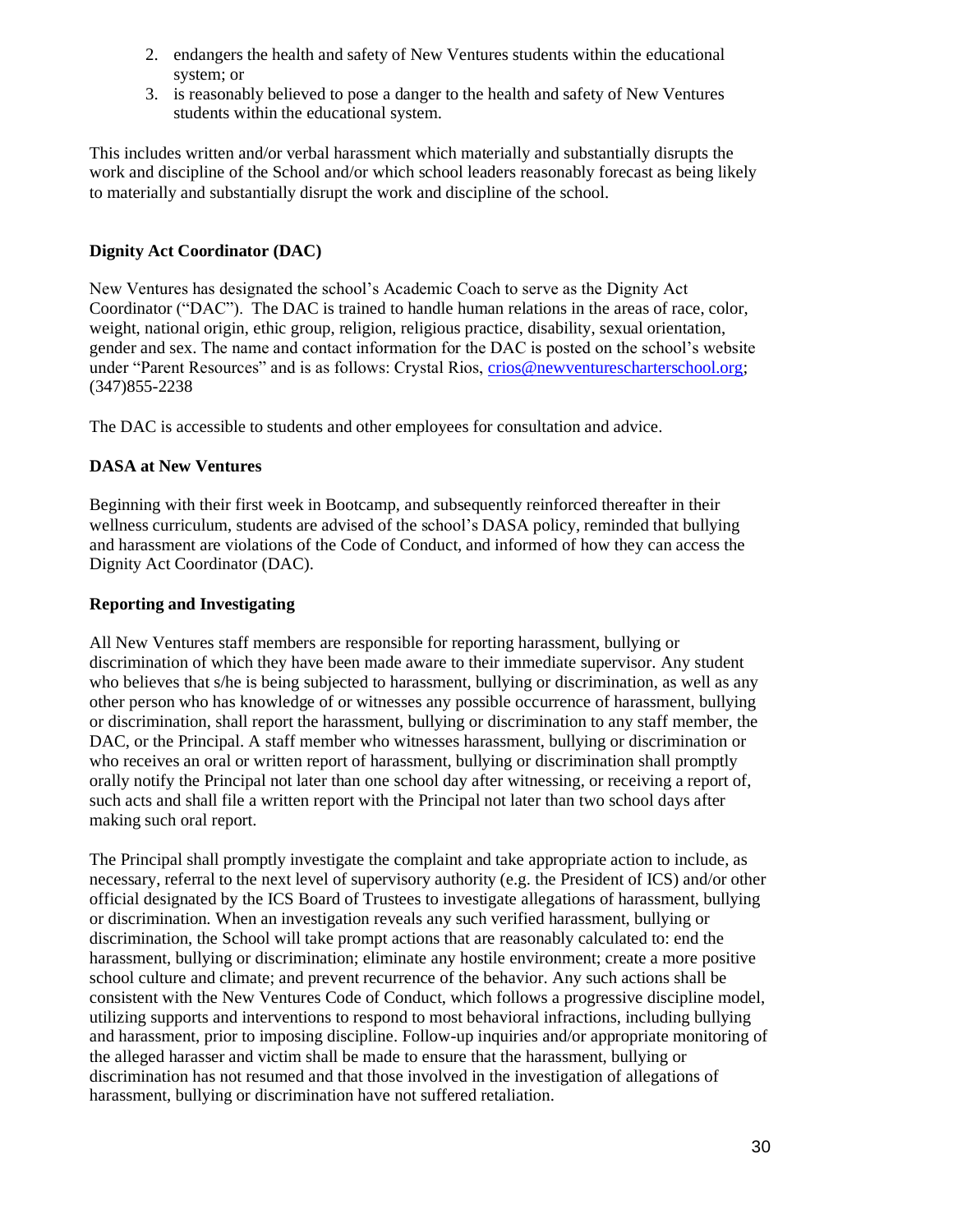2. endangers the health and safety of New Ventures students within the educational system; or
3. is reasonably believed to pose a danger to the health and safety of New Ventures students within the educational system.

This includes written and/or verbal harassment which materially and substantially disrupts the work and discipline of the School and/or which school leaders reasonably forecast as being likely to materially and substantially disrupt the work and discipline of the school.

**Dignity Act Coordinator (DAC)**

New Ventures has designated the school's Academic Coach to serve as the Dignity Act Coordinator ("DAC"). The DAC is trained to handle human relations in the areas of race, color, weight, national origin, ethic group, religion, religious practice, disability, sexual orientation, gender and sex. The name and contact information for the DAC is posted on the school's website under "Parent Resources" and is as follows: Crystal Rios, crios@newventurescharterschool.org; (347)855-2238

The DAC is accessible to students and other employees for consultation and advice.

**DASA at New Ventures**

Beginning with their first week in Bootcamp, and subsequently reinforced thereafter in their wellness curriculum, students are advised of the school's DASA policy, reminded that bullying and harassment are violations of the Code of Conduct, and informed of how they can access the Dignity Act Coordinator (DAC).

**Reporting and Investigating**

All New Ventures staff members are responsible for reporting harassment, bullying or discrimination of which they have been made aware to their immediate supervisor. Any student who believes that s/he is being subjected to harassment, bullying or discrimination, as well as any other person who has knowledge of or witnesses any possible occurrence of harassment, bullying or discrimination, shall report the harassment, bullying or discrimination to any staff member, the DAC, or the Principal. A staff member who witnesses harassment, bullying or discrimination or who receives an oral or written report of harassment, bullying or discrimination shall promptly orally notify the Principal not later than one school day after witnessing, or receiving a report of, such acts and shall file a written report with the Principal not later than two school days after making such oral report.

The Principal shall promptly investigate the complaint and take appropriate action to include, as necessary, referral to the next level of supervisory authority (e.g. the President of ICS) and/or other official designated by the ICS Board of Trustees to investigate allegations of harassment, bullying or discrimination. When an investigation reveals any such verified harassment, bullying or discrimination, the School will take prompt actions that are reasonably calculated to: end the harassment, bullying or discrimination; eliminate any hostile environment; create a more positive school culture and climate; and prevent recurrence of the behavior. Any such actions shall be consistent with the New Ventures Code of Conduct, which follows a progressive discipline model, utilizing supports and interventions to respond to most behavioral infractions, including bullying and harassment, prior to imposing discipline. Follow-up inquiries and/or appropriate monitoring of the alleged harasser and victim shall be made to ensure that the harassment, bullying or discrimination has not resumed and that those involved in the investigation of allegations of harassment, bullying or discrimination have not suffered retaliation.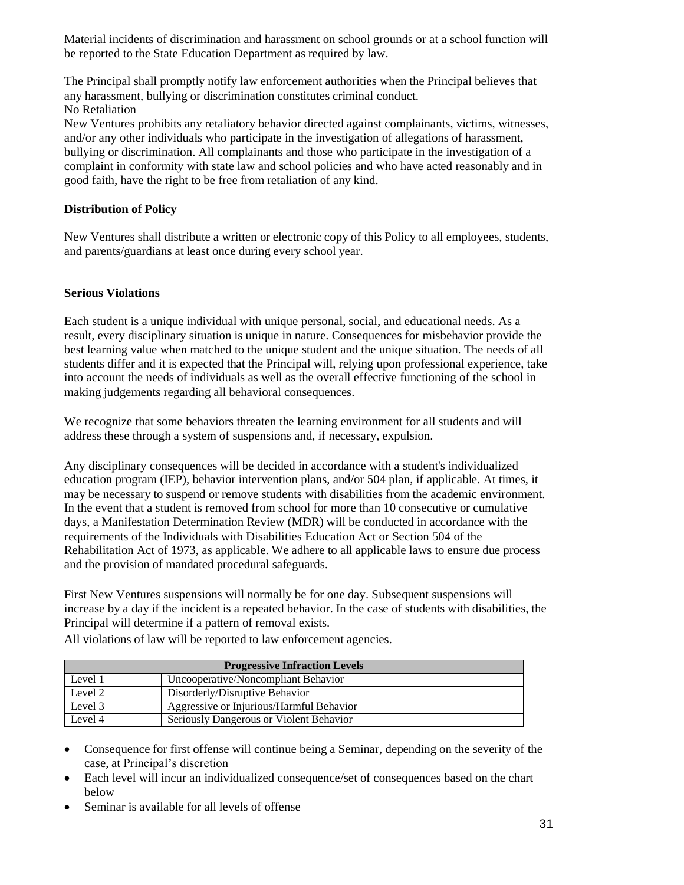Material incidents of discrimination and harassment on school grounds or at a school function will be reported to the State Education Department as required by law.

The Principal shall promptly notify law enforcement authorities when the Principal believes that any harassment, bullying or discrimination constitutes criminal conduct.
No Retaliation
New Ventures prohibits any retaliatory behavior directed against complainants, victims, witnesses, and/or any other individuals who participate in the investigation of allegations of harassment, bullying or discrimination. All complainants and those who participate in the investigation of a complaint in conformity with state law and school policies and who have acted reasonably and in good faith, have the right to be free from retaliation of any kind.

**Distribution of Policy**

New Ventures shall distribute a written or electronic copy of this Policy to all employees, students, and parents/guardians at least once during every school year.

**Serious Violations**

Each student is a unique individual with unique personal, social, and educational needs. As a result, every disciplinary situation is unique in nature. Consequences for misbehavior provide the best learning value when matched to the unique student and the unique situation. The needs of all students differ and it is expected that the Principal will, relying upon professional experience, take into account the needs of individuals as well as the overall effective functioning of the school in making judgements regarding all behavioral consequences.

We recognize that some behaviors threaten the learning environment for all students and will address these through a system of suspensions and, if necessary, expulsion.

Any disciplinary consequences will be decided in accordance with a student's individualized education program (IEP), behavior intervention plans, and/or 504 plan, if applicable. At times, it may be necessary to suspend or remove students with disabilities from the academic environment. In the event that a student is removed from school for more than 10 consecutive or cumulative days, a Manifestation Determination Review (MDR) will be conducted in accordance with the requirements of the Individuals with Disabilities Education Act or Section 504 of the Rehabilitation Act of 1973, as applicable. We adhere to all applicable laws to ensure due process and the provision of mandated procedural safeguards.

First New Ventures suspensions will normally be for one day. Subsequent suspensions will increase by a day if the incident is a repeated behavior. In the case of students with disabilities, the Principal will determine if a pattern of removal exists.

All violations of law will be reported to law enforcement agencies.

| **Progressive Infraction Levels** | |
|---|---|
| Level 1 | Uncooperative/Noncompliant Behavior |
| Level 2 | Disorderly/Disruptive Behavior |
| Level 3 | Aggressive or Injurious/Harmful Behavior |
| Level 4 | Seriously Dangerous or Violent Behavior |

- Consequence for first offense will continue being a Seminar, depending on the severity of the case, at Principal's discretion
- Each level will incur an individualized consequence/set of consequences based on the chart below
- Seminar is available for all levels of offense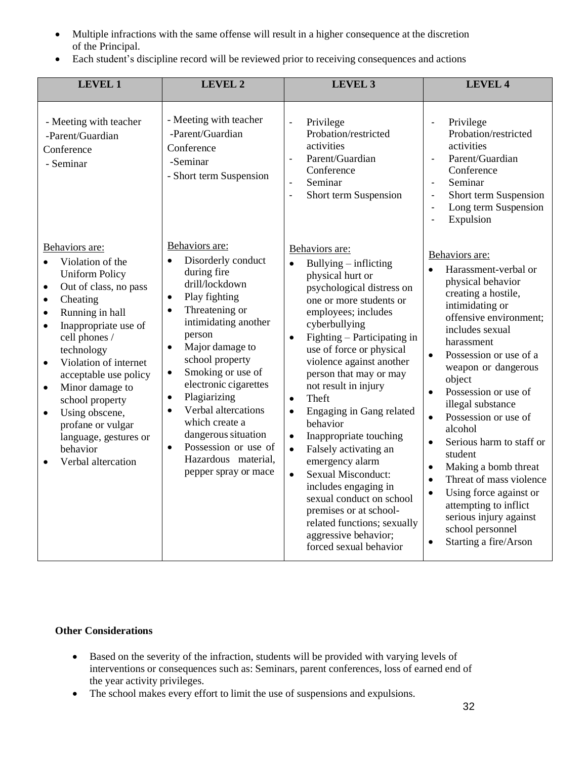- Multiple infractions with the same offense will result in a higher consequence at the discretion of the Principal.
- Each student's discipline record will be reviewed prior to receiving consequences and actions

| LEVEL 1 | LEVEL 2 | LEVEL 3 | LEVEL 4 |
|---|---|---|---|
| - Meeting with teacher<br>-Parent/Guardian Conference<br>- Seminar | - Meeting with teacher<br>-Parent/Guardian Conference<br>-Seminar<br>- Short term Suspension | - Privilege Probation/restricted activities<br>- Parent/Guardian Conference<br>- Seminar<br>- Short term Suspension | - Privilege Probation/restricted activities<br>- Parent/Guardian Conference<br>- Seminar<br>- Short term Suspension<br>- Long term Suspension<br>- Expulsion |
| Behaviors are:<br>• Violation of the Uniform Policy<br>• Out of class, no pass<br>• Cheating<br>• Running in hall<br>• Inappropriate use of cell phones / technology<br>• Violation of internet acceptable use policy<br>• Minor damage to school property<br>• Using obscene, profane or vulgar language, gestures or behavior<br>• Verbal altercation | Behaviors are:<br>• Disorderly conduct during fire drill/lockdown<br>• Play fighting<br>• Threatening or intimidating another person<br>• Major damage to school property<br>• Smoking or use of electronic cigarettes<br>• Plagiarizing<br>• Verbal altercations which create a dangerous situation<br>• Possession or use of Hazardous material, pepper spray or mace | Behaviors are:<br>• Bullying – inflicting physical hurt or psychological distress on one or more students or employees; includes cyberbullying<br>• Fighting – Participating in use of force or physical violence against another person that may or may not result in injury<br>• Theft<br>• Engaging in Gang related behavior<br>• Inappropriate touching<br>• Falsely activating an emergency alarm<br>• Sexual Misconduct: includes engaging in sexual conduct on school premises or at school-related functions; sexually aggressive behavior; forced sexual behavior | Behaviors are:<br>• Harassment-verbal or physical behavior creating a hostile, intimidating or offensive environment; includes sexual harassment<br>• Possession or use of a weapon or dangerous object<br>• Possession or use of illegal substance<br>• Possession or use of alcohol<br>• Serious harm to staff or student<br>• Making a bomb threat<br>• Threat of mass violence<br>• Using force against or attempting to inflict serious injury against school personnel<br>• Starting a fire/Arson |

**Other Considerations**

- Based on the severity of the infraction, students will be provided with varying levels of interventions or consequences such as: Seminars, parent conferences, loss of earned end of the year activity privileges.
- The school makes every effort to limit the use of suspensions and expulsions.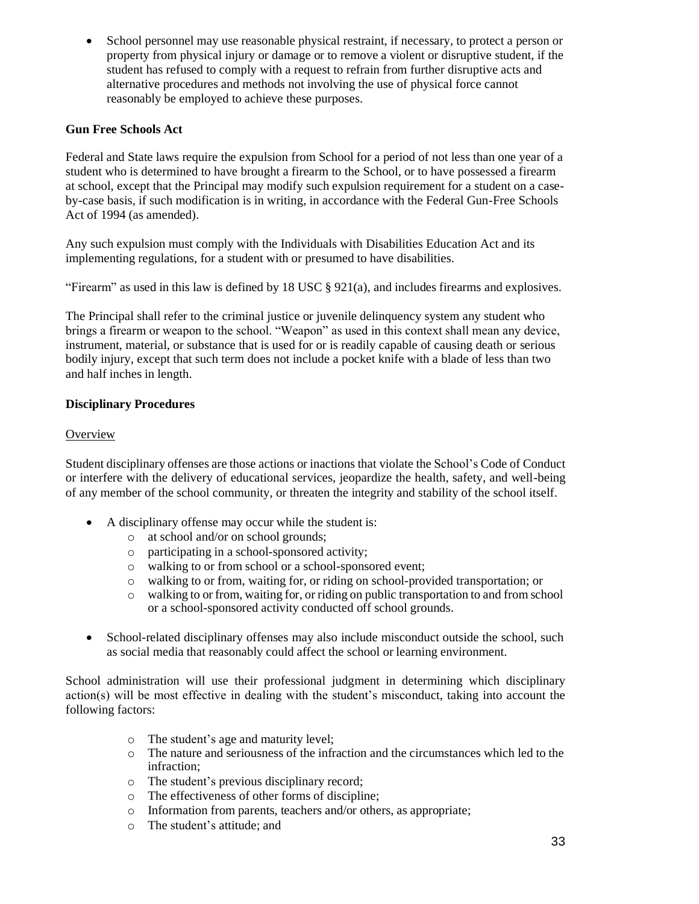- School personnel may use reasonable physical restraint, if necessary, to protect a person or property from physical injury or damage or to remove a violent or disruptive student, if the student has refused to comply with a request to refrain from further disruptive acts and alternative procedures and methods not involving the use of physical force cannot reasonably be employed to achieve these purposes.

**Gun Free Schools Act**

Federal and State laws require the expulsion from School for a period of not less than one year of a student who is determined to have brought a firearm to the School, or to have possessed a firearm at school, except that the Principal may modify such expulsion requirement for a student on a case-by-case basis, if such modification is in writing, in accordance with the Federal Gun-Free Schools Act of 1994 (as amended).

Any such expulsion must comply with the Individuals with Disabilities Education Act and its implementing regulations, for a student with or presumed to have disabilities.

"Firearm" as used in this law is defined by 18 USC § 921(a), and includes firearms and explosives.

The Principal shall refer to the criminal justice or juvenile delinquency system any student who brings a firearm or weapon to the school. "Weapon" as used in this context shall mean any device, instrument, material, or substance that is used for or is readily capable of causing death or serious bodily injury, except that such term does not include a pocket knife with a blade of less than two and half inches in length.

**Disciplinary Procedures**

Overview

Student disciplinary offenses are those actions or inactions that violate the School's Code of Conduct or interfere with the delivery of educational services, jeopardize the health, safety, and well-being of any member of the school community, or threaten the integrity and stability of the school itself.

- A disciplinary offense may occur while the student is:
  - at school and/or on school grounds;
  - participating in a school-sponsored activity;
  - walking to or from school or a school-sponsored event;
  - walking to or from, waiting for, or riding on school-provided transportation; or
  - walking to or from, waiting for, or riding on public transportation to and from school or a school-sponsored activity conducted off school grounds.
- School-related disciplinary offenses may also include misconduct outside the school, such as social media that reasonably could affect the school or learning environment.

School administration will use their professional judgment in determining which disciplinary action(s) will be most effective in dealing with the student's misconduct, taking into account the following factors:

  - The student's age and maturity level;
  - The nature and seriousness of the infraction and the circumstances which led to the infraction;
  - The student's previous disciplinary record;
  - The effectiveness of other forms of discipline;
  - Information from parents, teachers and/or others, as appropriate;
  - The student's attitude; and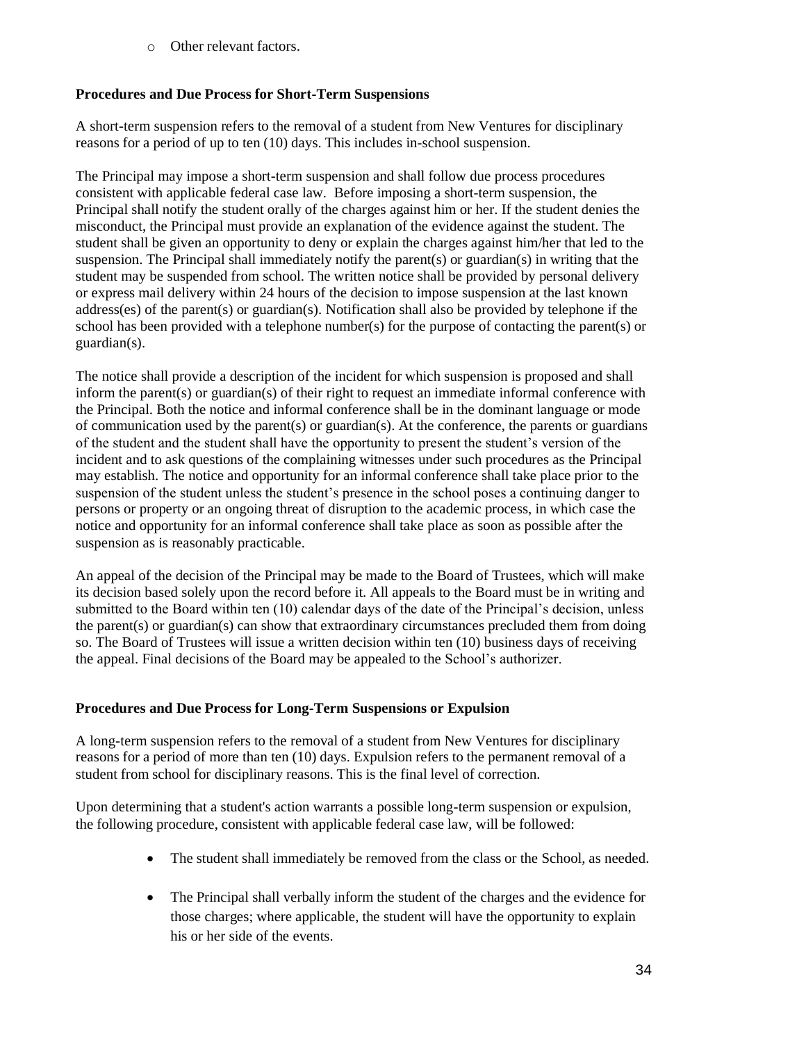- Other relevant factors.

**Procedures and Due Process for Short-Term Suspensions**

A short-term suspension refers to the removal of a student from New Ventures for disciplinary reasons for a period of up to ten (10) days. This includes in-school suspension.

The Principal may impose a short-term suspension and shall follow due process procedures consistent with applicable federal case law. Before imposing a short-term suspension, the Principal shall notify the student orally of the charges against him or her. If the student denies the misconduct, the Principal must provide an explanation of the evidence against the student. The student shall be given an opportunity to deny or explain the charges against him/her that led to the suspension. The Principal shall immediately notify the parent(s) or guardian(s) in writing that the student may be suspended from school. The written notice shall be provided by personal delivery or express mail delivery within 24 hours of the decision to impose suspension at the last known address(es) of the parent(s) or guardian(s). Notification shall also be provided by telephone if the school has been provided with a telephone number(s) for the purpose of contacting the parent(s) or guardian(s).

The notice shall provide a description of the incident for which suspension is proposed and shall inform the parent(s) or guardian(s) of their right to request an immediate informal conference with the Principal. Both the notice and informal conference shall be in the dominant language or mode of communication used by the parent(s) or guardian(s). At the conference, the parents or guardians of the student and the student shall have the opportunity to present the student's version of the incident and to ask questions of the complaining witnesses under such procedures as the Principal may establish. The notice and opportunity for an informal conference shall take place prior to the suspension of the student unless the student's presence in the school poses a continuing danger to persons or property or an ongoing threat of disruption to the academic process, in which case the notice and opportunity for an informal conference shall take place as soon as possible after the suspension as is reasonably practicable.

An appeal of the decision of the Principal may be made to the Board of Trustees, which will make its decision based solely upon the record before it. All appeals to the Board must be in writing and submitted to the Board within ten (10) calendar days of the date of the Principal's decision, unless the parent(s) or guardian(s) can show that extraordinary circumstances precluded them from doing so. The Board of Trustees will issue a written decision within ten (10) business days of receiving the appeal. Final decisions of the Board may be appealed to the School's authorizer.

**Procedures and Due Process for Long-Term Suspensions or Expulsion**

A long-term suspension refers to the removal of a student from New Ventures for disciplinary reasons for a period of more than ten (10) days. Expulsion refers to the permanent removal of a student from school for disciplinary reasons. This is the final level of correction.

Upon determining that a student's action warrants a possible long-term suspension or expulsion, the following procedure, consistent with applicable federal case law, will be followed:

- The student shall immediately be removed from the class or the School, as needed.
- The Principal shall verbally inform the student of the charges and the evidence for those charges; where applicable, the student will have the opportunity to explain his or her side of the events.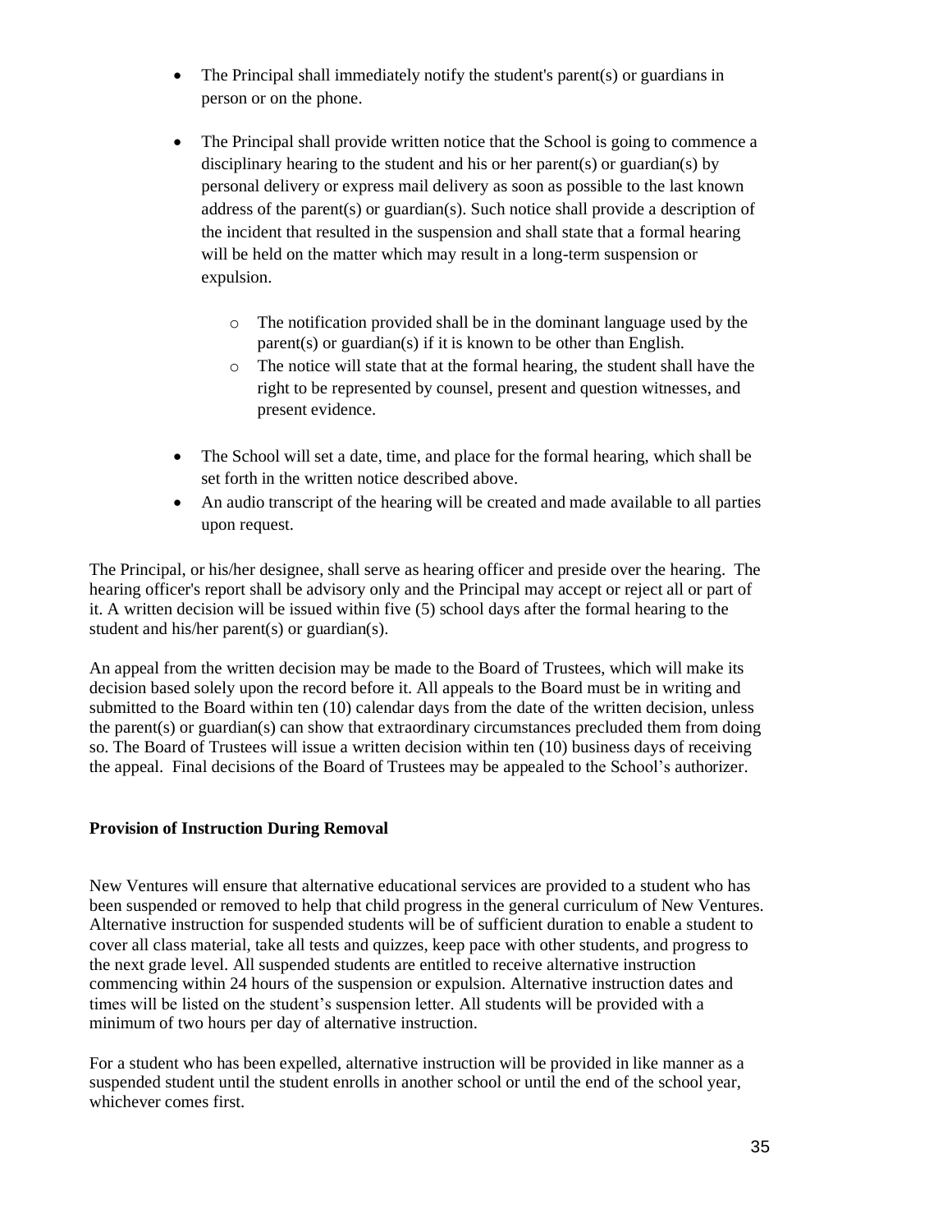- The Principal shall immediately notify the student's parent(s) or guardians in person or on the phone.

- The Principal shall provide written notice that the School is going to commence a disciplinary hearing to the student and his or her parent(s) or guardian(s) by personal delivery or express mail delivery as soon as possible to the last known address of the parent(s) or guardian(s). Such notice shall provide a description of the incident that resulted in the suspension and shall state that a formal hearing will be held on the matter which may result in a long-term suspension or expulsion.

  - The notification provided shall be in the dominant language used by the parent(s) or guardian(s) if it is known to be other than English.
  - The notice will state that at the formal hearing, the student shall have the right to be represented by counsel, present and question witnesses, and present evidence.

- The School will set a date, time, and place for the formal hearing, which shall be set forth in the written notice described above.
- An audio transcript of the hearing will be created and made available to all parties upon request.

The Principal, or his/her designee, shall serve as hearing officer and preside over the hearing. The hearing officer's report shall be advisory only and the Principal may accept or reject all or part of it. A written decision will be issued within five (5) school days after the formal hearing to the student and his/her parent(s) or guardian(s).

An appeal from the written decision may be made to the Board of Trustees, which will make its decision based solely upon the record before it. All appeals to the Board must be in writing and submitted to the Board within ten (10) calendar days from the date of the written decision, unless the parent(s) or guardian(s) can show that extraordinary circumstances precluded them from doing so. The Board of Trustees will issue a written decision within ten (10) business days of receiving the appeal. Final decisions of the Board of Trustees may be appealed to the School's authorizer.

**Provision of Instruction During Removal**

New Ventures will ensure that alternative educational services are provided to a student who has been suspended or removed to help that child progress in the general curriculum of New Ventures. Alternative instruction for suspended students will be of sufficient duration to enable a student to cover all class material, take all tests and quizzes, keep pace with other students, and progress to the next grade level. All suspended students are entitled to receive alternative instruction commencing within 24 hours of the suspension or expulsion. Alternative instruction dates and times will be listed on the student's suspension letter. All students will be provided with a minimum of two hours per day of alternative instruction.

For a student who has been expelled, alternative instruction will be provided in like manner as a suspended student until the student enrolls in another school or until the end of the school year, whichever comes first.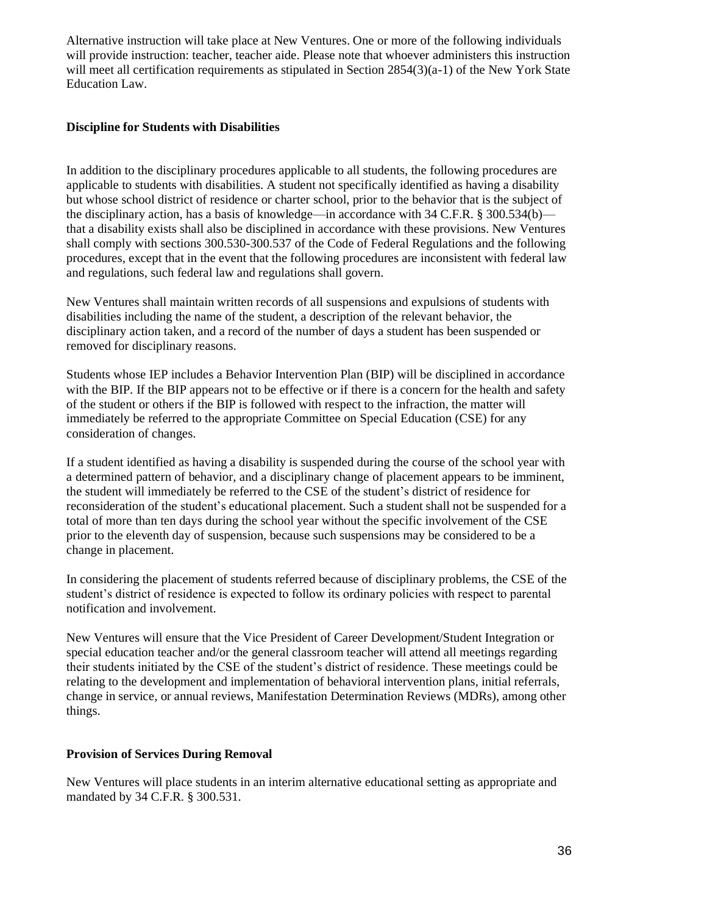Alternative instruction will take place at New Ventures. One or more of the following individuals will provide instruction: teacher, teacher aide. Please note that whoever administers this instruction will meet all certification requirements as stipulated in Section 2854(3)(a-1) of the New York State Education Law.

**Discipline for Students with Disabilities**

In addition to the disciplinary procedures applicable to all students, the following procedures are applicable to students with disabilities. A student not specifically identified as having a disability but whose school district of residence or charter school, prior to the behavior that is the subject of the disciplinary action, has a basis of knowledge—in accordance with 34 C.F.R. § 300.534(b)—that a disability exists shall also be disciplined in accordance with these provisions. New Ventures shall comply with sections 300.530-300.537 of the Code of Federal Regulations and the following procedures, except that in the event that the following procedures are inconsistent with federal law and regulations, such federal law and regulations shall govern.

New Ventures shall maintain written records of all suspensions and expulsions of students with disabilities including the name of the student, a description of the relevant behavior, the disciplinary action taken, and a record of the number of days a student has been suspended or removed for disciplinary reasons.

Students whose IEP includes a Behavior Intervention Plan (BIP) will be disciplined in accordance with the BIP. If the BIP appears not to be effective or if there is a concern for the health and safety of the student or others if the BIP is followed with respect to the infraction, the matter will immediately be referred to the appropriate Committee on Special Education (CSE) for any consideration of changes.

If a student identified as having a disability is suspended during the course of the school year with a determined pattern of behavior, and a disciplinary change of placement appears to be imminent, the student will immediately be referred to the CSE of the student's district of residence for reconsideration of the student's educational placement. Such a student shall not be suspended for a total of more than ten days during the school year without the specific involvement of the CSE prior to the eleventh day of suspension, because such suspensions may be considered to be a change in placement.

In considering the placement of students referred because of disciplinary problems, the CSE of the student's district of residence is expected to follow its ordinary policies with respect to parental notification and involvement.

New Ventures will ensure that the Vice President of Career Development/Student Integration or special education teacher and/or the general classroom teacher will attend all meetings regarding their students initiated by the CSE of the student's district of residence. These meetings could be relating to the development and implementation of behavioral intervention plans, initial referrals, change in service, or annual reviews, Manifestation Determination Reviews (MDRs), among other things.

**Provision of Services During Removal**

New Ventures will place students in an interim alternative educational setting as appropriate and mandated by 34 C.F.R. § 300.531.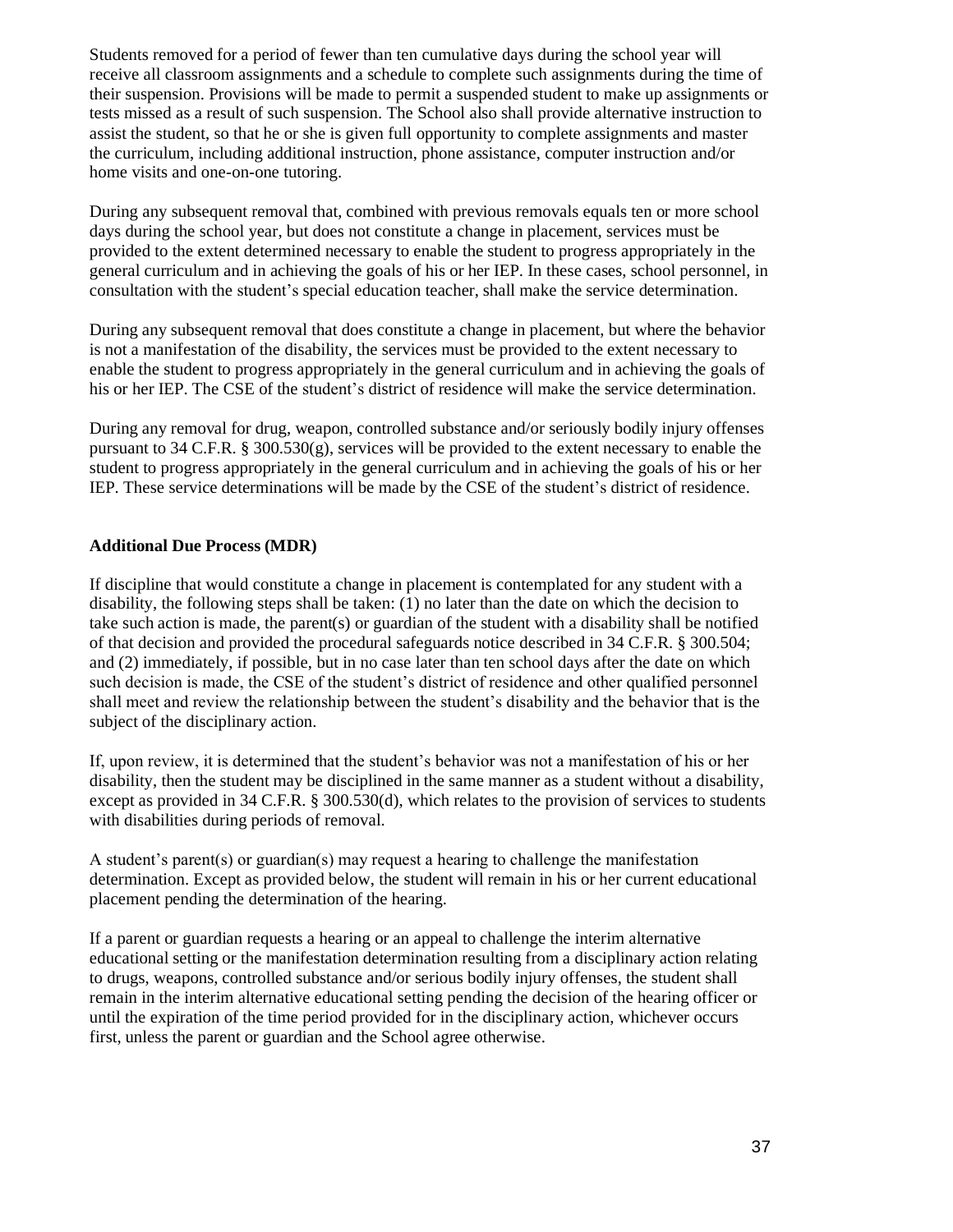Students removed for a period of fewer than ten cumulative days during the school year will receive all classroom assignments and a schedule to complete such assignments during the time of their suspension. Provisions will be made to permit a suspended student to make up assignments or tests missed as a result of such suspension. The School also shall provide alternative instruction to assist the student, so that he or she is given full opportunity to complete assignments and master the curriculum, including additional instruction, phone assistance, computer instruction and/or home visits and one-on-one tutoring.

During any subsequent removal that, combined with previous removals equals ten or more school days during the school year, but does not constitute a change in placement, services must be provided to the extent determined necessary to enable the student to progress appropriately in the general curriculum and in achieving the goals of his or her IEP. In these cases, school personnel, in consultation with the student's special education teacher, shall make the service determination.

During any subsequent removal that does constitute a change in placement, but where the behavior is not a manifestation of the disability, the services must be provided to the extent necessary to enable the student to progress appropriately in the general curriculum and in achieving the goals of his or her IEP. The CSE of the student's district of residence will make the service determination.

During any removal for drug, weapon, controlled substance and/or seriously bodily injury offenses pursuant to 34 C.F.R. § 300.530(g), services will be provided to the extent necessary to enable the student to progress appropriately in the general curriculum and in achieving the goals of his or her IEP. These service determinations will be made by the CSE of the student's district of residence.

**Additional Due Process (MDR)**

If discipline that would constitute a change in placement is contemplated for any student with a disability, the following steps shall be taken: (1) no later than the date on which the decision to take such action is made, the parent(s) or guardian of the student with a disability shall be notified of that decision and provided the procedural safeguards notice described in 34 C.F.R. § 300.504; and (2) immediately, if possible, but in no case later than ten school days after the date on which such decision is made, the CSE of the student's district of residence and other qualified personnel shall meet and review the relationship between the student's disability and the behavior that is the subject of the disciplinary action.

If, upon review, it is determined that the student's behavior was not a manifestation of his or her disability, then the student may be disciplined in the same manner as a student without a disability, except as provided in 34 C.F.R. § 300.530(d), which relates to the provision of services to students with disabilities during periods of removal.

A student's parent(s) or guardian(s) may request a hearing to challenge the manifestation determination. Except as provided below, the student will remain in his or her current educational placement pending the determination of the hearing.

If a parent or guardian requests a hearing or an appeal to challenge the interim alternative educational setting or the manifestation determination resulting from a disciplinary action relating to drugs, weapons, controlled substance and/or serious bodily injury offenses, the student shall remain in the interim alternative educational setting pending the decision of the hearing officer or until the expiration of the time period provided for in the disciplinary action, whichever occurs first, unless the parent or guardian and the School agree otherwise.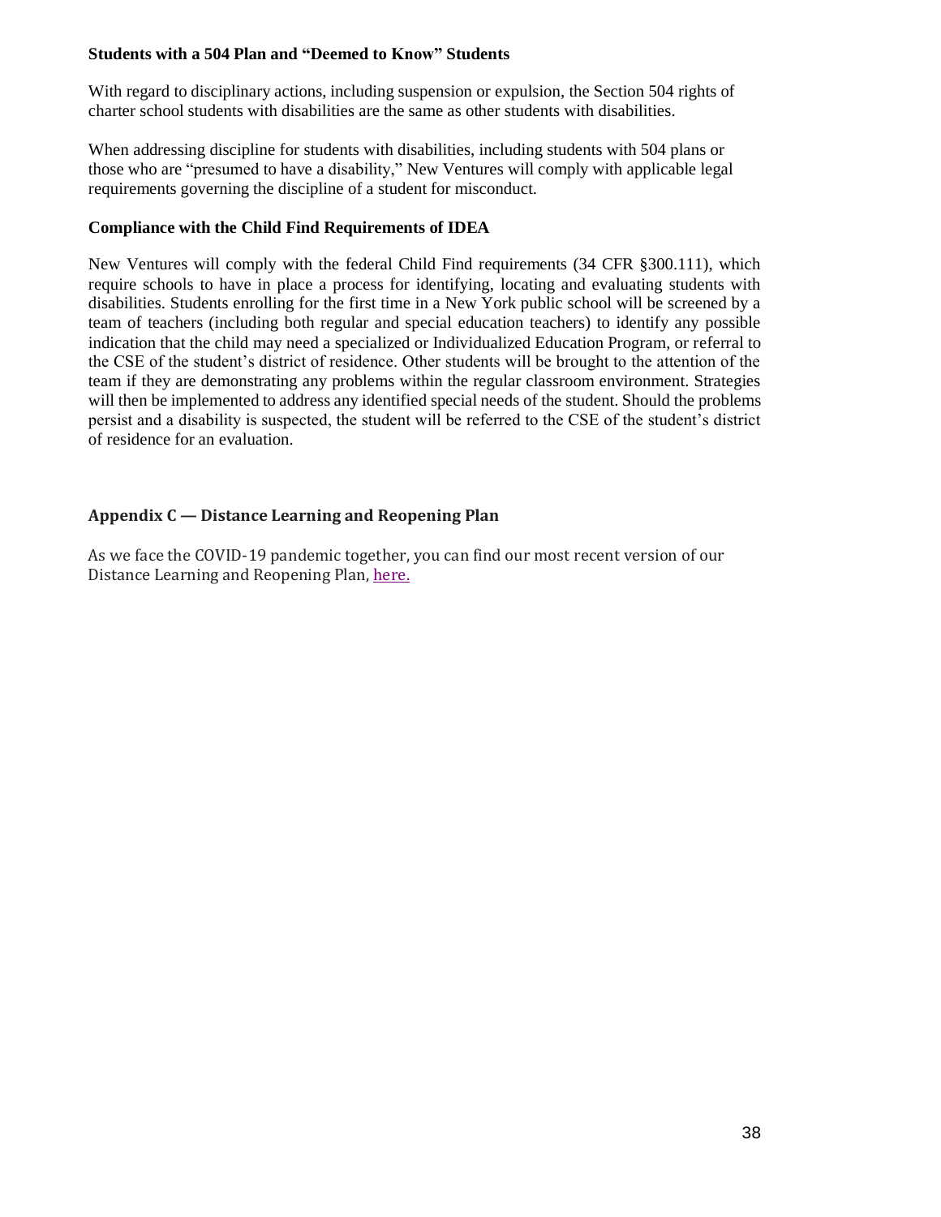### Students with a 504 Plan and "Deemed to Know" Students

With regard to disciplinary actions, including suspension or expulsion, the Section 504 rights of charter school students with disabilities are the same as other students with disabilities.

When addressing discipline for students with disabilities, including students with 504 plans or those who are "presumed to have a disability," New Ventures will comply with applicable legal requirements governing the discipline of a student for misconduct.

### Compliance with the Child Find Requirements of IDEA

New Ventures will comply with the federal Child Find requirements (34 CFR §300.111), which require schools to have in place a process for identifying, locating and evaluating students with disabilities. Students enrolling for the first time in a New York public school will be screened by a team of teachers (including both regular and special education teachers) to identify any possible indication that the child may need a specialized or Individualized Education Program, or referral to the CSE of the student's district of residence. Other students will be brought to the attention of the team if they are demonstrating any problems within the regular classroom environment. Strategies will then be implemented to address any identified special needs of the student. Should the problems persist and a disability is suspected, the student will be referred to the CSE of the student's district of residence for an evaluation.

## Appendix C — Distance Learning and Reopening Plan

As we face the COVID-19 pandemic together, you can find our most recent version of our Distance Learning and Reopening Plan, here.